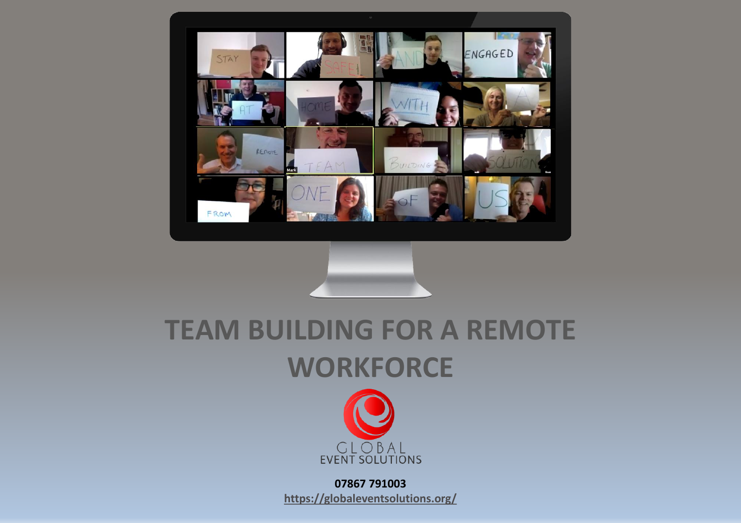# TEAM BUILDING FOR A REMOTE WORKFORCE

GLOBAL
EVENT SOLUTIONS

**07867 791003**

https://globaleventsolutions.org/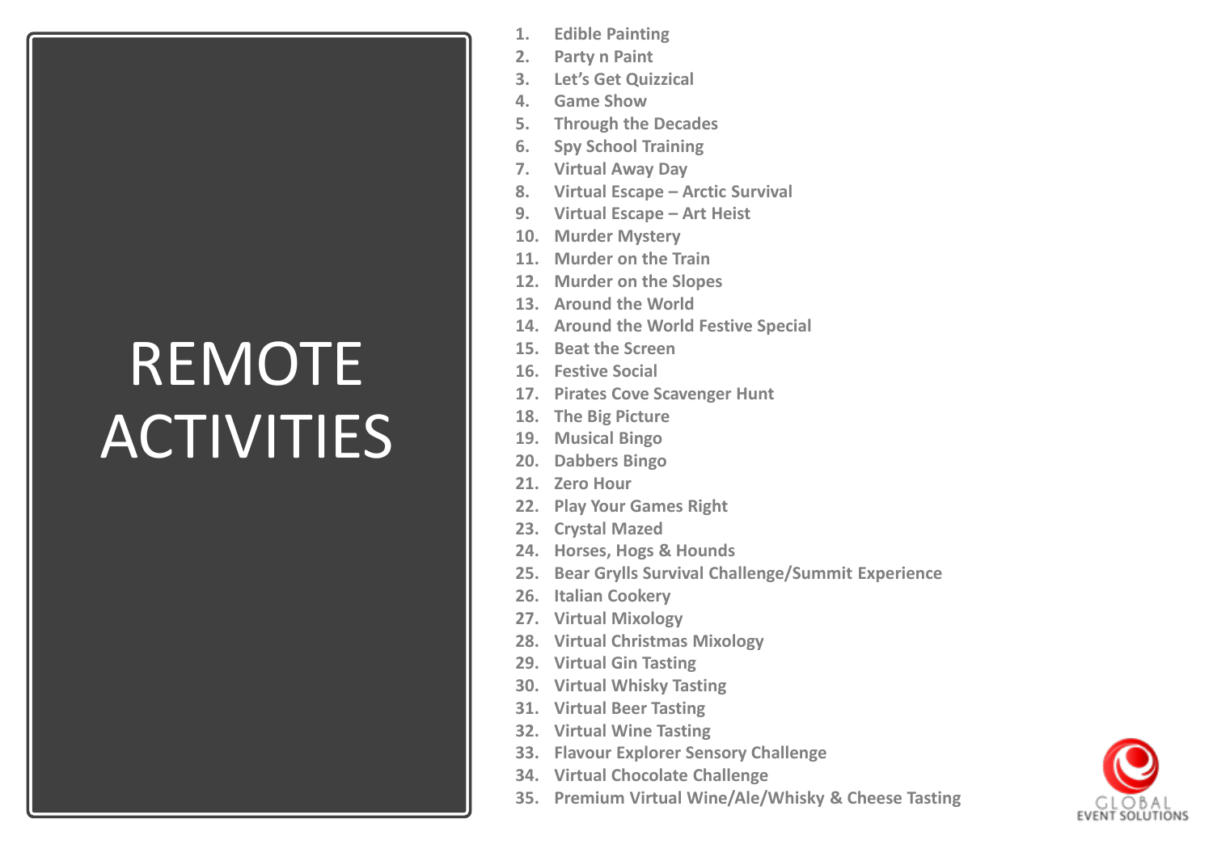# REMOTE ACTIVITIES

1. Edible Painting
2. Party n Paint
3. Let's Get Quizzical
4. Game Show
5. Through the Decades
6. Spy School Training
7. Virtual Away Day
8. Virtual Escape – Arctic Survival
9. Virtual Escape – Art Heist
10. Murder Mystery
11. Murder on the Train
12. Murder on the Slopes
13. Around the World
14. Around the World Festive Special
15. Beat the Screen
16. Festive Social
17. Pirates Cove Scavenger Hunt
18. The Big Picture
19. Musical Bingo
20. Dabbers Bingo
21. Zero Hour
22. Play Your Games Right
23. Crystal Mazed
24. Horses, Hogs & Hounds
25. Bear Grylls Survival Challenge/Summit Experience
26. Italian Cookery
27. Virtual Mixology
28. Virtual Christmas Mixology
29. Virtual Gin Tasting
30. Virtual Whisky Tasting
31. Virtual Beer Tasting
32. Virtual Wine Tasting
33. Flavour Explorer Sensory Challenge
34. Virtual Chocolate Challenge
35. Premium Virtual Wine/Ale/Whisky & Cheese Tasting

GLOBAL EVENT SOLUTIONS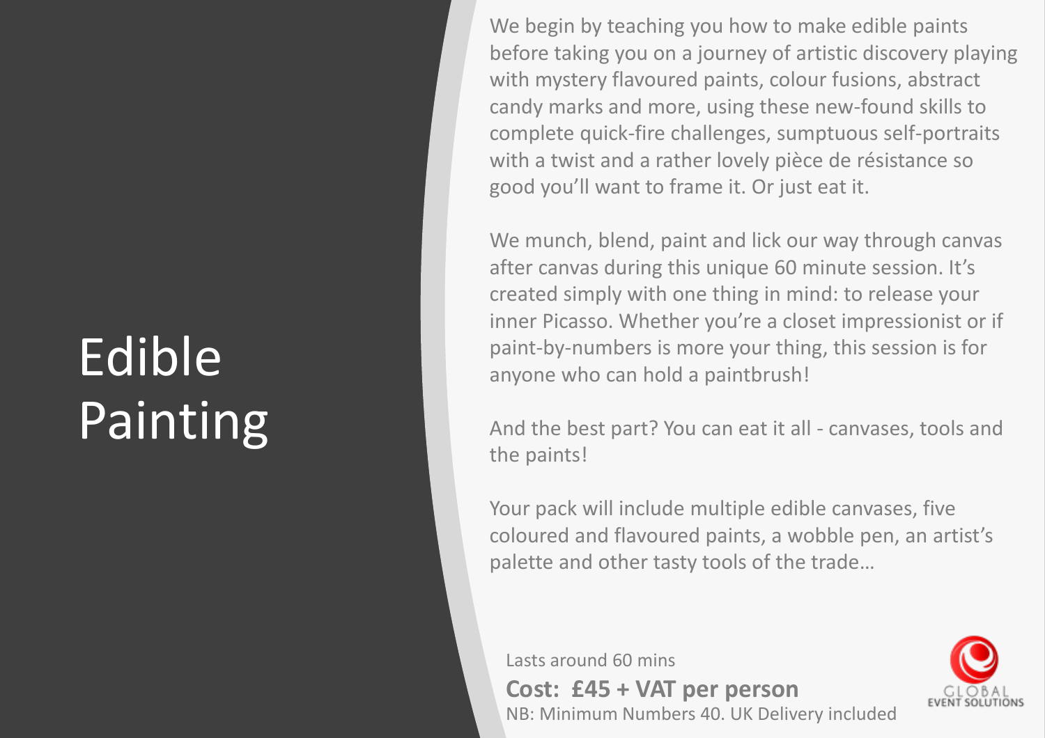# Edible Painting

We begin by teaching you how to make edible paints before taking you on a journey of artistic discovery playing with mystery flavoured paints, colour fusions, abstract candy marks and more, using these new-found skills to complete quick-fire challenges, sumptuous self-portraits with a twist and a rather lovely pièce de résistance so good you'll want to frame it. Or just eat it.

We munch, blend, paint and lick our way through canvas after canvas during this unique 60 minute session. It's created simply with one thing in mind: to release your inner Picasso. Whether you're a closet impressionist or if paint-by-numbers is more your thing, this session is for anyone who can hold a paintbrush!

And the best part? You can eat it all - canvases, tools and the paints!

Your pack will include multiple edible canvases, five coloured and flavoured paints, a wobble pen, an artist's palette and other tasty tools of the trade…

Lasts around 60 mins

**Cost: £45 + VAT per person**

NB: Minimum Numbers 40. UK Delivery included

GLOBAL EVENT SOLUTIONS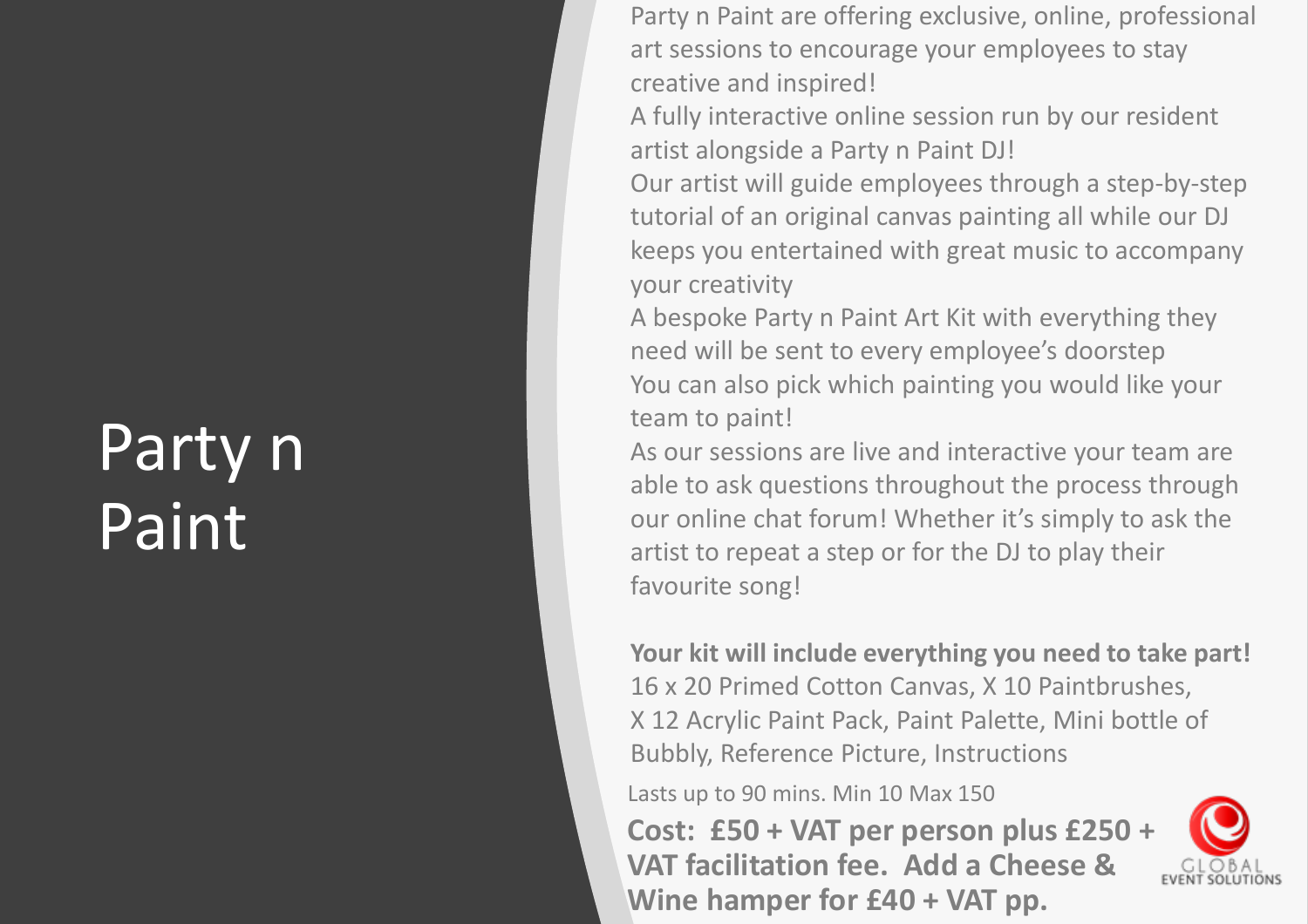# Party n Paint

Party n Paint are offering exclusive, online, professional art sessions to encourage your employees to stay creative and inspired!

A fully interactive online session run by our resident artist alongside a Party n Paint DJ!

Our artist will guide employees through a step-by-step tutorial of an original canvas painting all while our DJ keeps you entertained with great music to accompany your creativity

A bespoke Party n Paint Art Kit with everything they need will be sent to every employee's doorstep

You can also pick which painting you would like your team to paint!

As our sessions are live and interactive your team are able to ask questions throughout the process through our online chat forum! Whether it's simply to ask the artist to repeat a step or for the DJ to play their favourite song!

**Your kit will include everything you need to take part!**
16 x 20 Primed Cotton Canvas, X 10 Paintbrushes, X 12 Acrylic Paint Pack, Paint Palette, Mini bottle of Bubbly, Reference Picture, Instructions

Lasts up to 90 mins. Min 10 Max 150

**Cost: £50 + VAT per person plus £250 + VAT facilitation fee. Add a Cheese & Wine hamper for £40 + VAT pp.**

GLOBAL EVENT SOLUTIONS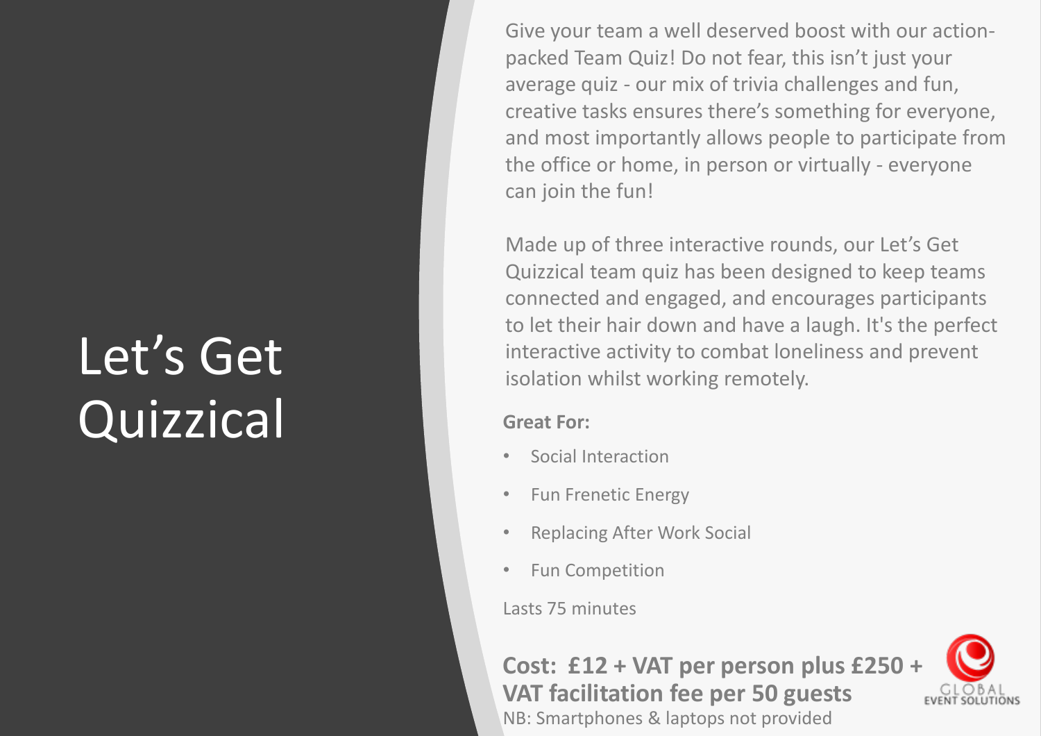# Let's Get Quizzical

Give your team a well deserved boost with our action-packed Team Quiz! Do not fear, this isn't just your average quiz - our mix of trivia challenges and fun, creative tasks ensures there's something for everyone, and most importantly allows people to participate from the office or home, in person or virtually - everyone can join the fun!

Made up of three interactive rounds, our Let's Get Quizzical team quiz has been designed to keep teams connected and engaged, and encourages participants to let their hair down and have a laugh. It's the perfect interactive activity to combat loneliness and prevent isolation whilst working remotely.

**Great For:**

- Social Interaction
- Fun Frenetic Energy
- Replacing After Work Social
- Fun Competition

Lasts 75 minutes

**Cost: £12 + VAT per person plus £250 + VAT facilitation fee per 50 guests**

NB: Smartphones & laptops not provided

GLOBAL EVENT SOLUTIONS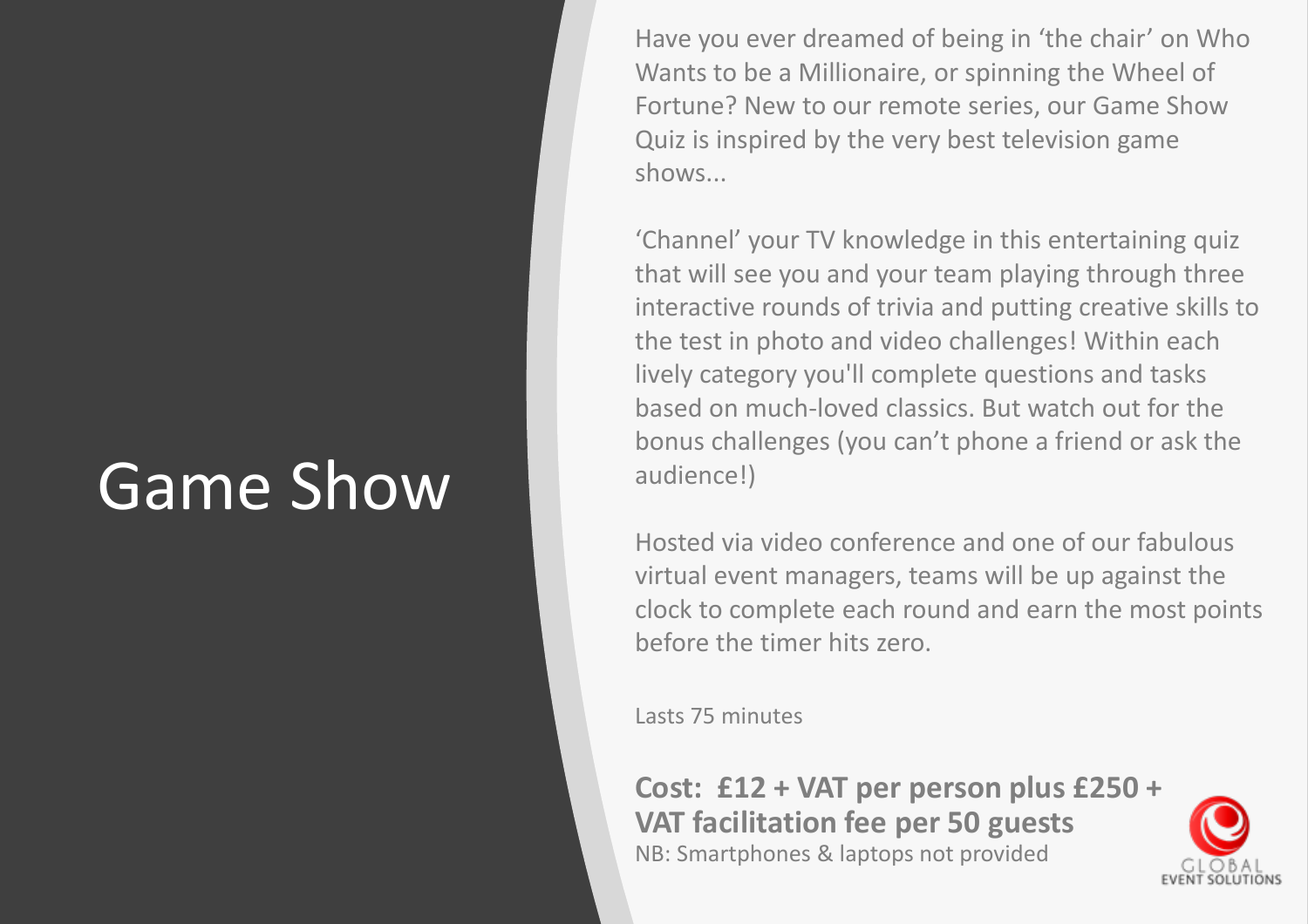# Game Show

Have you ever dreamed of being in 'the chair' on Who Wants to be a Millionaire, or spinning the Wheel of Fortune? New to our remote series, our Game Show Quiz is inspired by the very best television game shows...

'Channel' your TV knowledge in this entertaining quiz that will see you and your team playing through three interactive rounds of trivia and putting creative skills to the test in photo and video challenges! Within each lively category you'll complete questions and tasks based on much-loved classics. But watch out for the bonus challenges (you can't phone a friend or ask the audience!)

Hosted via video conference and one of our fabulous virtual event managers, teams will be up against the clock to complete each round and earn the most points before the timer hits zero.

Lasts 75 minutes

**Cost: £12 + VAT per person plus £250 + VAT facilitation fee per 50 guests**

NB: Smartphones & laptops not provided

GLOBAL EVENT SOLUTIONS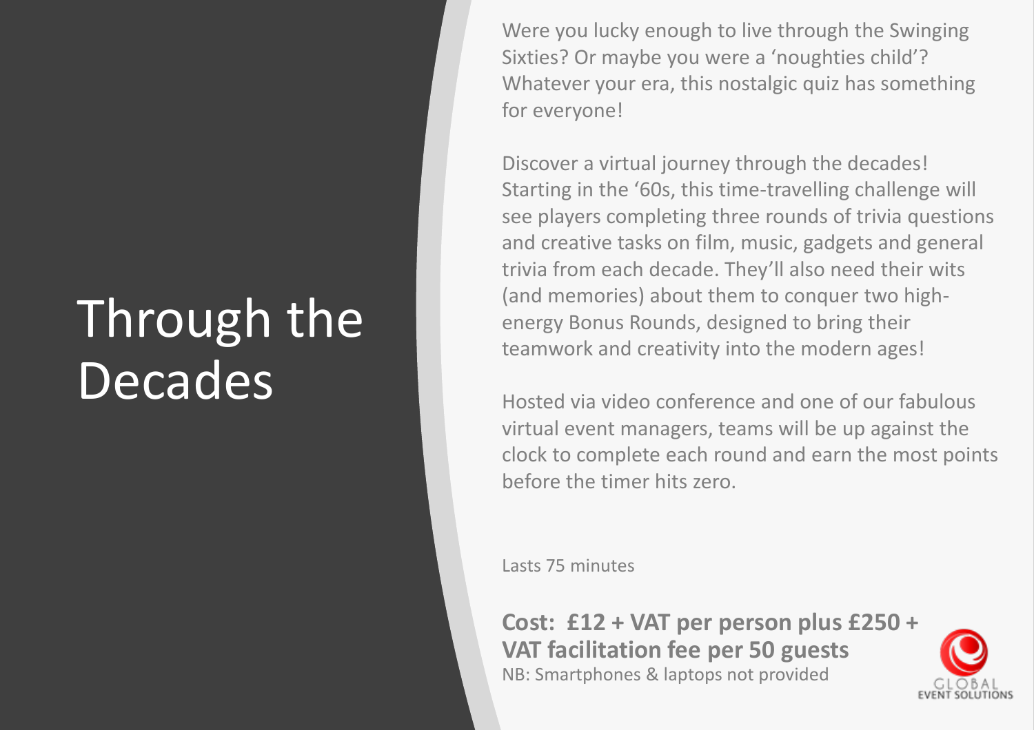# Through the Decades

Were you lucky enough to live through the Swinging Sixties? Or maybe you were a 'noughties child'? Whatever your era, this nostalgic quiz has something for everyone!

Discover a virtual journey through the decades! Starting in the '60s, this time-travelling challenge will see players completing three rounds of trivia questions and creative tasks on film, music, gadgets and general trivia from each decade. They'll also need their wits (and memories) about them to conquer two high-energy Bonus Rounds, designed to bring their teamwork and creativity into the modern ages!

Hosted via video conference and one of our fabulous virtual event managers, teams will be up against the clock to complete each round and earn the most points before the timer hits zero.

Lasts 75 minutes

**Cost: £12 + VAT per person plus £250 + VAT facilitation fee per 50 guests**

NB: Smartphones & laptops not provided

GLOBAL EVENT SOLUTIONS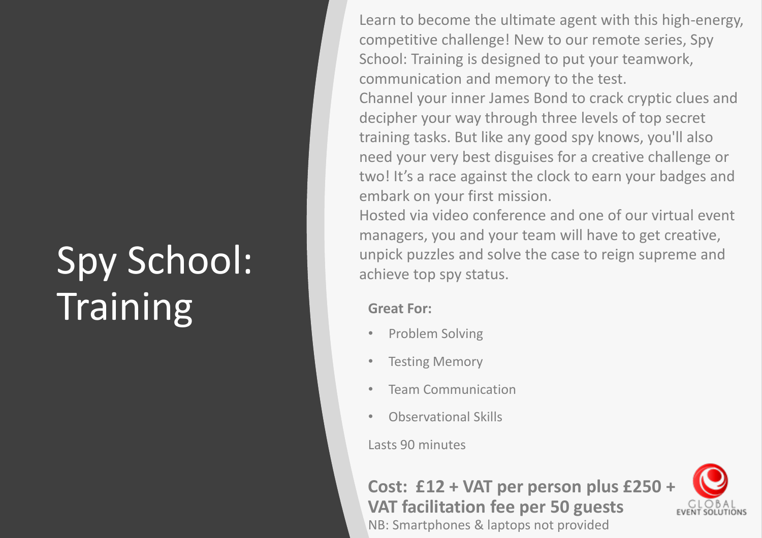# Spy School: Training

Learn to become the ultimate agent with this high-energy, competitive challenge! New to our remote series, Spy School: Training is designed to put your teamwork, communication and memory to the test.

Channel your inner James Bond to crack cryptic clues and decipher your way through three levels of top secret training tasks. But like any good spy knows, you'll also need your very best disguises for a creative challenge or two! It's a race against the clock to earn your badges and embark on your first mission.

Hosted via video conference and one of our virtual event managers, you and your team will have to get creative, unpick puzzles and solve the case to reign supreme and achieve top spy status.

**Great For:**

- Problem Solving
- Testing Memory
- Team Communication
- Observational Skills

Lasts 90 minutes

**Cost: £12 + VAT per person plus £250 + VAT facilitation fee per 50 guests**

NB: Smartphones & laptops not provided

GLOBAL EVENT SOLUTIONS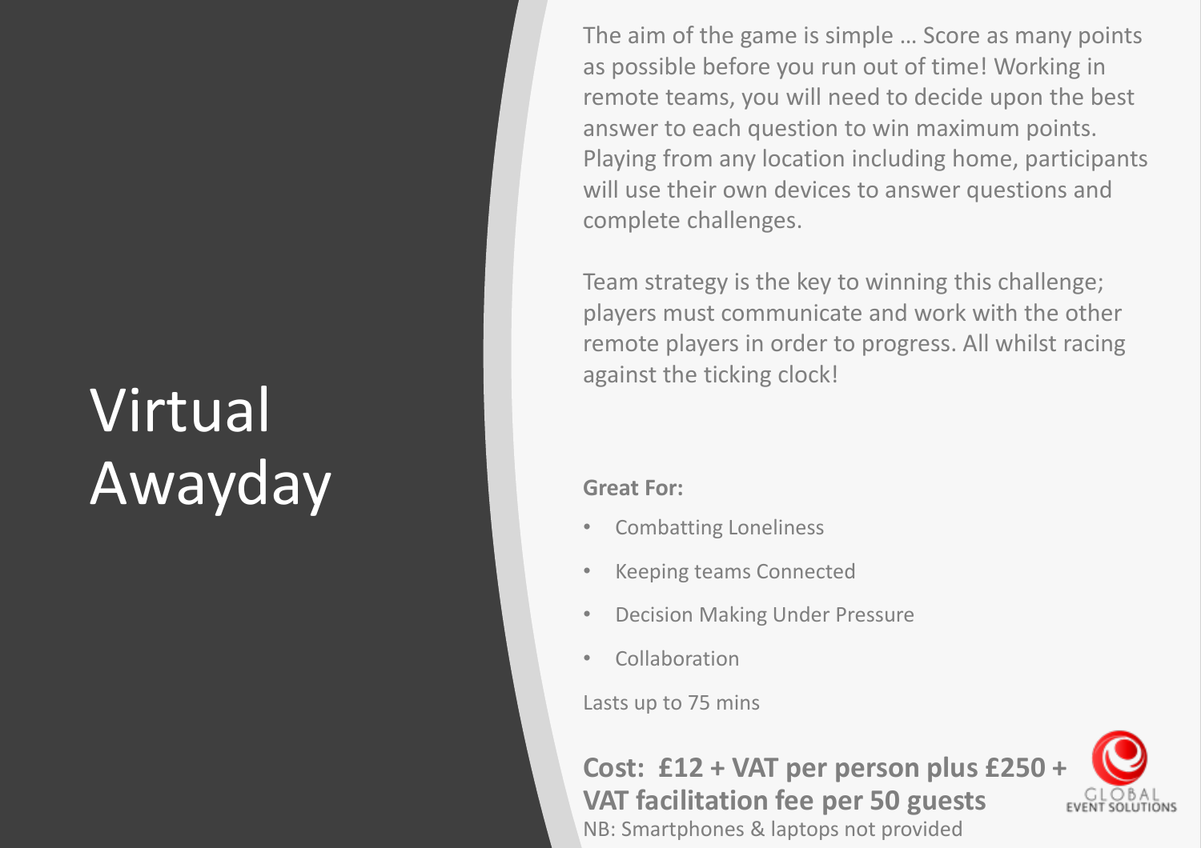# Virtual Awayday

The aim of the game is simple … Score as many points as possible before you run out of time! Working in remote teams, you will need to decide upon the best answer to each question to win maximum points. Playing from any location including home, participants will use their own devices to answer questions and complete challenges.

Team strategy is the key to winning this challenge; players must communicate and work with the other remote players in order to progress. All whilst racing against the ticking clock!

**Great For:**

- Combatting Loneliness
- Keeping teams Connected
- Decision Making Under Pressure
- Collaboration

Lasts up to 75 mins

**Cost: £12 + VAT per person plus £250 + VAT facilitation fee per 50 guests**

NB: Smartphones & laptops not provided

GLOBAL EVENT SOLUTIONS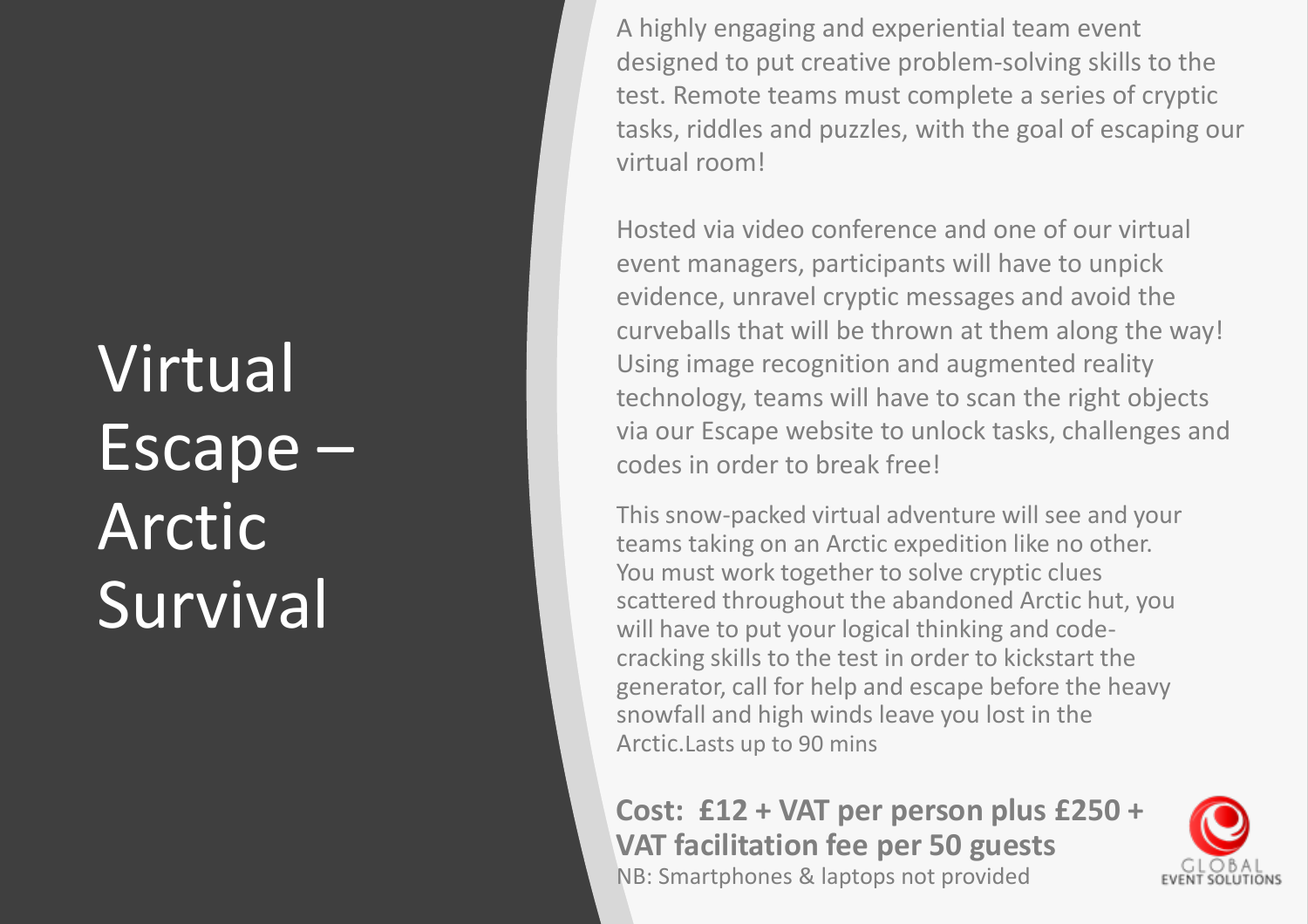# Virtual Escape – Arctic Survival

A highly engaging and experiential team event designed to put creative problem-solving skills to the test. Remote teams must complete a series of cryptic tasks, riddles and puzzles, with the goal of escaping our virtual room!

Hosted via video conference and one of our virtual event managers, participants will have to unpick evidence, unravel cryptic messages and avoid the curveballs that will be thrown at them along the way! Using image recognition and augmented reality technology, teams will have to scan the right objects via our Escape website to unlock tasks, challenges and codes in order to break free!

This snow-packed virtual adventure will see and your teams taking on an Arctic expedition like no other. You must work together to solve cryptic clues scattered throughout the abandoned Arctic hut, you will have to put your logical thinking and code-cracking skills to the test in order to kickstart the generator, call for help and escape before the heavy snowfall and high winds leave you lost in the Arctic.Lasts up to 90 mins

**Cost: £12 + VAT per person plus £250 + VAT facilitation fee per 50 guests**

NB: Smartphones & laptops not provided

GLOBAL EVENT SOLUTIONS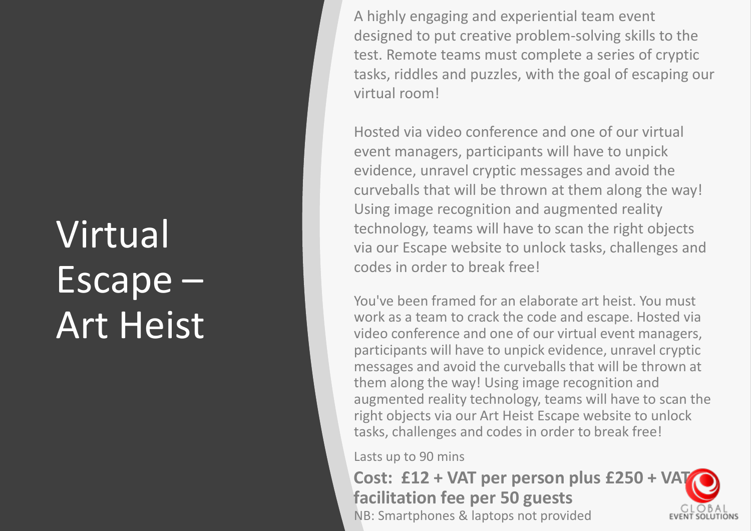# Virtual Escape – Art Heist

A highly engaging and experiential team event designed to put creative problem-solving skills to the test. Remote teams must complete a series of cryptic tasks, riddles and puzzles, with the goal of escaping our virtual room!

Hosted via video conference and one of our virtual event managers, participants will have to unpick evidence, unravel cryptic messages and avoid the curveballs that will be thrown at them along the way! Using image recognition and augmented reality technology, teams will have to scan the right objects via our Escape website to unlock tasks, challenges and codes in order to break free!

You've been framed for an elaborate art heist. You must work as a team to crack the code and escape. Hosted via video conference and one of our virtual event managers, participants will have to unpick evidence, unravel cryptic messages and avoid the curveballs that will be thrown at them along the way! Using image recognition and augmented reality technology, teams will have to scan the right objects via our Art Heist Escape website to unlock tasks, challenges and codes in order to break free!

Lasts up to 90 mins

**Cost: £12 + VAT per person plus £250 + VAT facilitation fee per 50 guests**

NB: Smartphones & laptops not provided

GLOBAL EVENT SOLUTIONS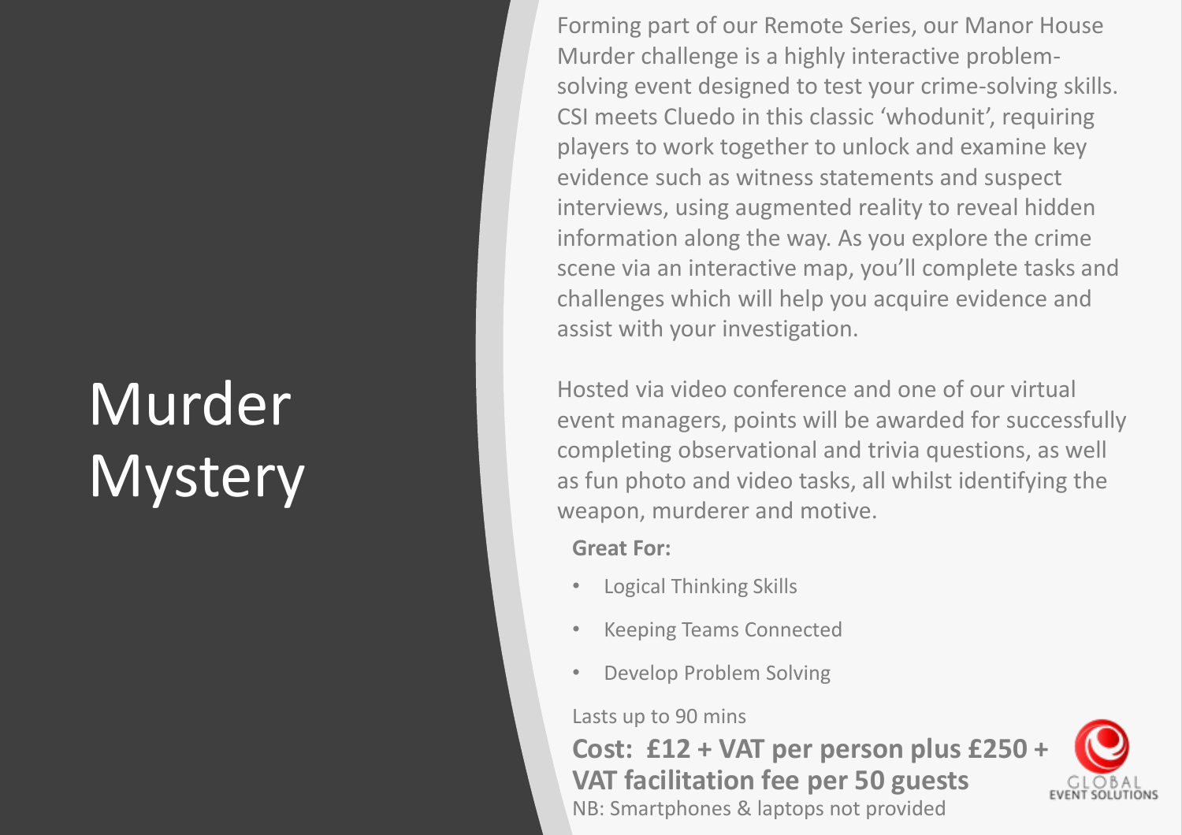# Murder Mystery

Forming part of our Remote Series, our Manor House Murder challenge is a highly interactive problem-solving event designed to test your crime-solving skills. CSI meets Cluedo in this classic 'whodunit', requiring players to work together to unlock and examine key evidence such as witness statements and suspect interviews, using augmented reality to reveal hidden information along the way. As you explore the crime scene via an interactive map, you'll complete tasks and challenges which will help you acquire evidence and assist with your investigation.

Hosted via video conference and one of our virtual event managers, points will be awarded for successfully completing observational and trivia questions, as well as fun photo and video tasks, all whilst identifying the weapon, murderer and motive.

**Great For:**

- Logical Thinking Skills
- Keeping Teams Connected
- Develop Problem Solving

Lasts up to 90 mins

**Cost: £12 + VAT per person plus £250 + VAT facilitation fee per 50 guests**

NB: Smartphones & laptops not provided

GLOBAL EVENT SOLUTIONS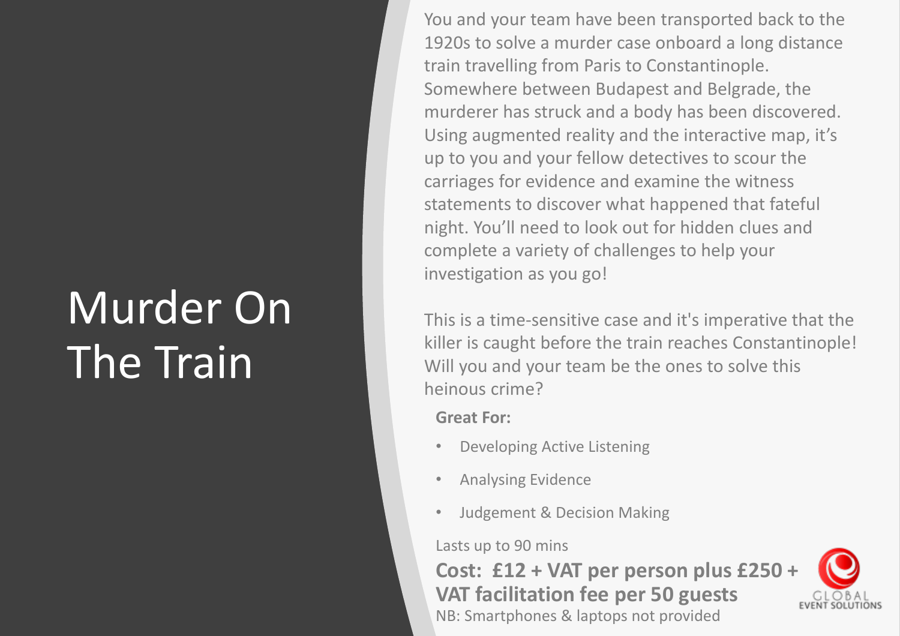# Murder On The Train

You and your team have been transported back to the 1920s to solve a murder case onboard a long distance train travelling from Paris to Constantinople. Somewhere between Budapest and Belgrade, the murderer has struck and a body has been discovered. Using augmented reality and the interactive map, it's up to you and your fellow detectives to scour the carriages for evidence and examine the witness statements to discover what happened that fateful night. You'll need to look out for hidden clues and complete a variety of challenges to help your investigation as you go!

This is a time-sensitive case and it's imperative that the killer is caught before the train reaches Constantinople! Will you and your team be the ones to solve this heinous crime?

**Great For:**

- Developing Active Listening
- Analysing Evidence
- Judgement & Decision Making

Lasts up to 90 mins

**Cost: £12 + VAT per person plus £250 + VAT facilitation fee per 50 guests**

NB: Smartphones & laptops not provided

GLOBAL EVENT SOLUTIONS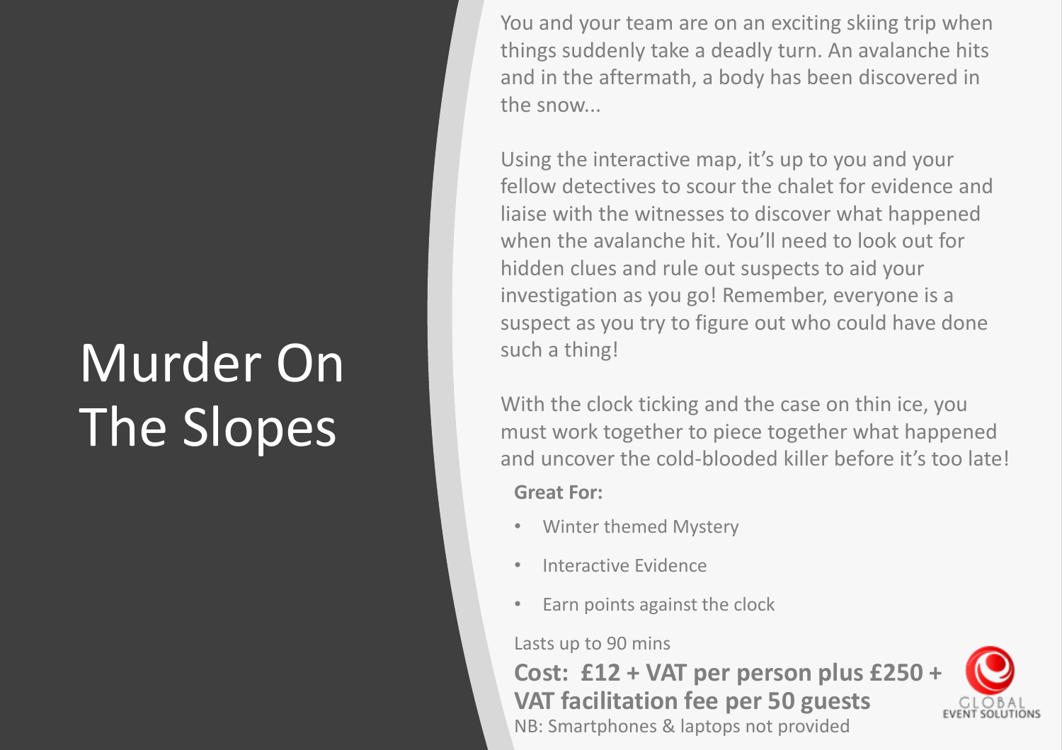# Murder On The Slopes

You and your team are on an exciting skiing trip when things suddenly take a deadly turn. An avalanche hits and in the aftermath, a body has been discovered in the snow...

Using the interactive map, it's up to you and your fellow detectives to scour the chalet for evidence and liaise with the witnesses to discover what happened when the avalanche hit. You'll need to look out for hidden clues and rule out suspects to aid your investigation as you go! Remember, everyone is a suspect as you try to figure out who could have done such a thing!

With the clock ticking and the case on thin ice, you must work together to piece together what happened and uncover the cold-blooded killer before it's too late!

**Great For:**

- Winter themed Mystery
- Interactive Evidence
- Earn points against the clock

Lasts up to 90 mins

**Cost: £12 + VAT per person plus £250 + VAT facilitation fee per 50 guests**

NB: Smartphones & laptops not provided

GLOBAL EVENT SOLUTIONS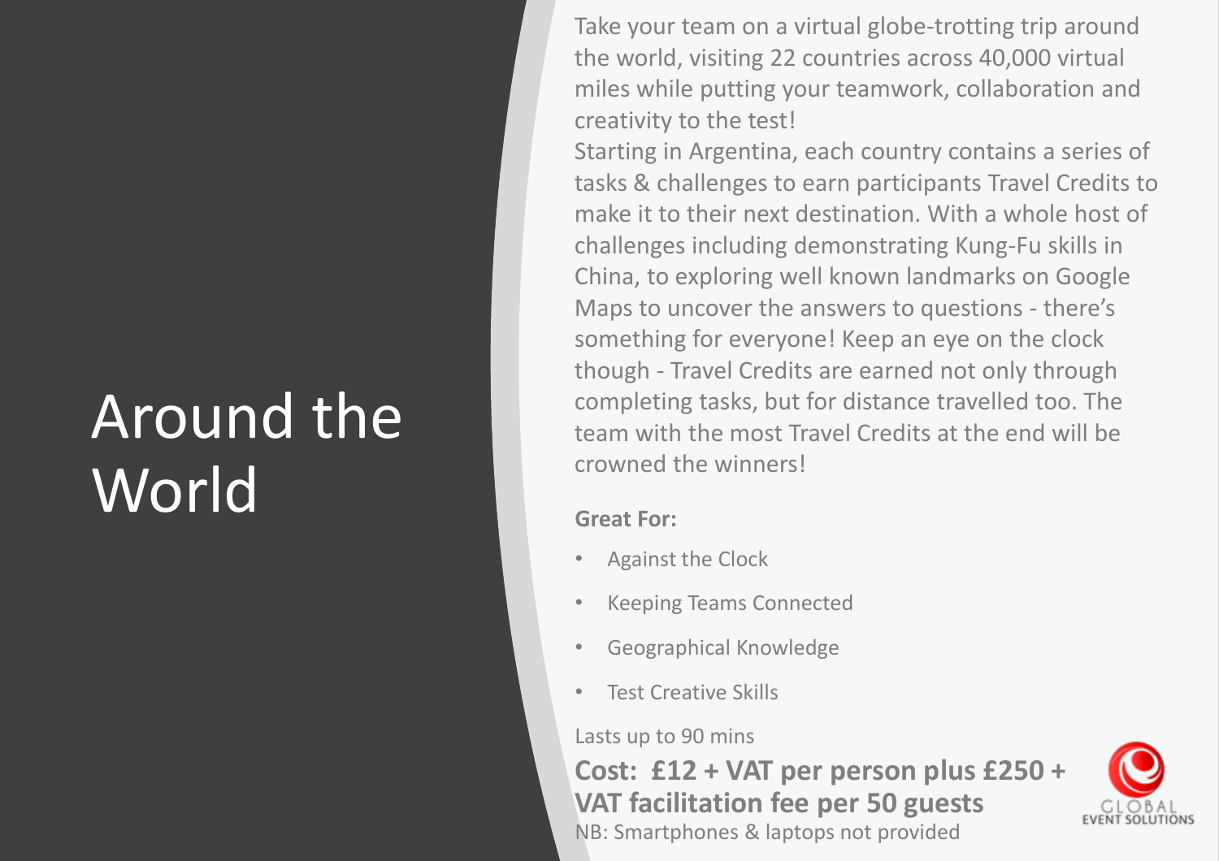# Around the World

Take your team on a virtual globe-trotting trip around the world, visiting 22 countries across 40,000 virtual miles while putting your teamwork, collaboration and creativity to the test!

Starting in Argentina, each country contains a series of tasks & challenges to earn participants Travel Credits to make it to their next destination. With a whole host of challenges including demonstrating Kung-Fu skills in China, to exploring well known landmarks on Google Maps to uncover the answers to questions - there's something for everyone! Keep an eye on the clock though - Travel Credits are earned not only through completing tasks, but for distance travelled too. The team with the most Travel Credits at the end will be crowned the winners!

**Great For:**

- Against the Clock
- Keeping Teams Connected
- Geographical Knowledge
- Test Creative Skills

Lasts up to 90 mins

**Cost: £12 + VAT per person plus £250 + VAT facilitation fee per 50 guests**

NB: Smartphones & laptops not provided

GLOBAL EVENT SOLUTIONS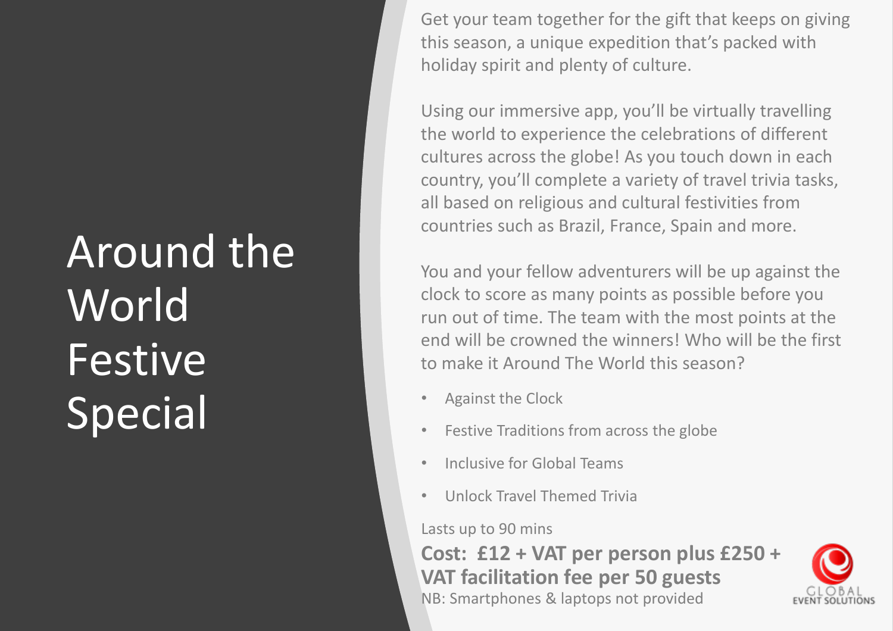# Around the World Festive Special

Get your team together for the gift that keeps on giving this season, a unique expedition that's packed with holiday spirit and plenty of culture.

Using our immersive app, you'll be virtually travelling the world to experience the celebrations of different cultures across the globe! As you touch down in each country, you'll complete a variety of travel trivia tasks, all based on religious and cultural festivities from countries such as Brazil, France, Spain and more.

You and your fellow adventurers will be up against the clock to score as many points as possible before you run out of time. The team with the most points at the end will be crowned the winners! Who will be the first to make it Around The World this season?

- Against the Clock
- Festive Traditions from across the globe
- Inclusive for Global Teams
- Unlock Travel Themed Trivia

Lasts up to 90 mins

**Cost: £12 + VAT per person plus £250 + VAT facilitation fee per 50 guests**

NB: Smartphones & laptops not provided

GLOBAL EVENT SOLUTIONS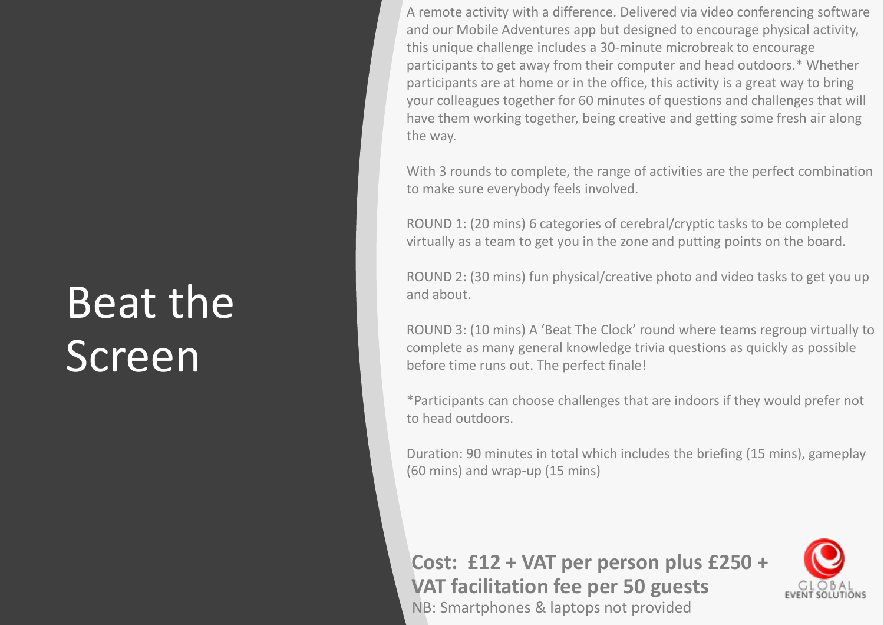# Beat the Screen

A remote activity with a difference. Delivered via video conferencing software and our Mobile Adventures app but designed to encourage physical activity, this unique challenge includes a 30-minute microbreak to encourage participants to get away from their computer and head outdoors.* Whether participants are at home or in the office, this activity is a great way to bring your colleagues together for 60 minutes of questions and challenges that will have them working together, being creative and getting some fresh air along the way.

With 3 rounds to complete, the range of activities are the perfect combination to make sure everybody feels involved.

ROUND 1: (20 mins) 6 categories of cerebral/cryptic tasks to be completed virtually as a team to get you in the zone and putting points on the board.

ROUND 2: (30 mins) fun physical/creative photo and video tasks to get you up and about.

ROUND 3: (10 mins) A 'Beat The Clock' round where teams regroup virtually to complete as many general knowledge trivia questions as quickly as possible before time runs out. The perfect finale!

*Participants can choose challenges that are indoors if they would prefer not to head outdoors.

Duration: 90 minutes in total which includes the briefing (15 mins), gameplay (60 mins) and wrap-up (15 mins)

**Cost: £12 + VAT per person plus £250 + VAT facilitation fee per 50 guests**

NB: Smartphones & laptops not provided

GLOBAL EVENT SOLUTIONS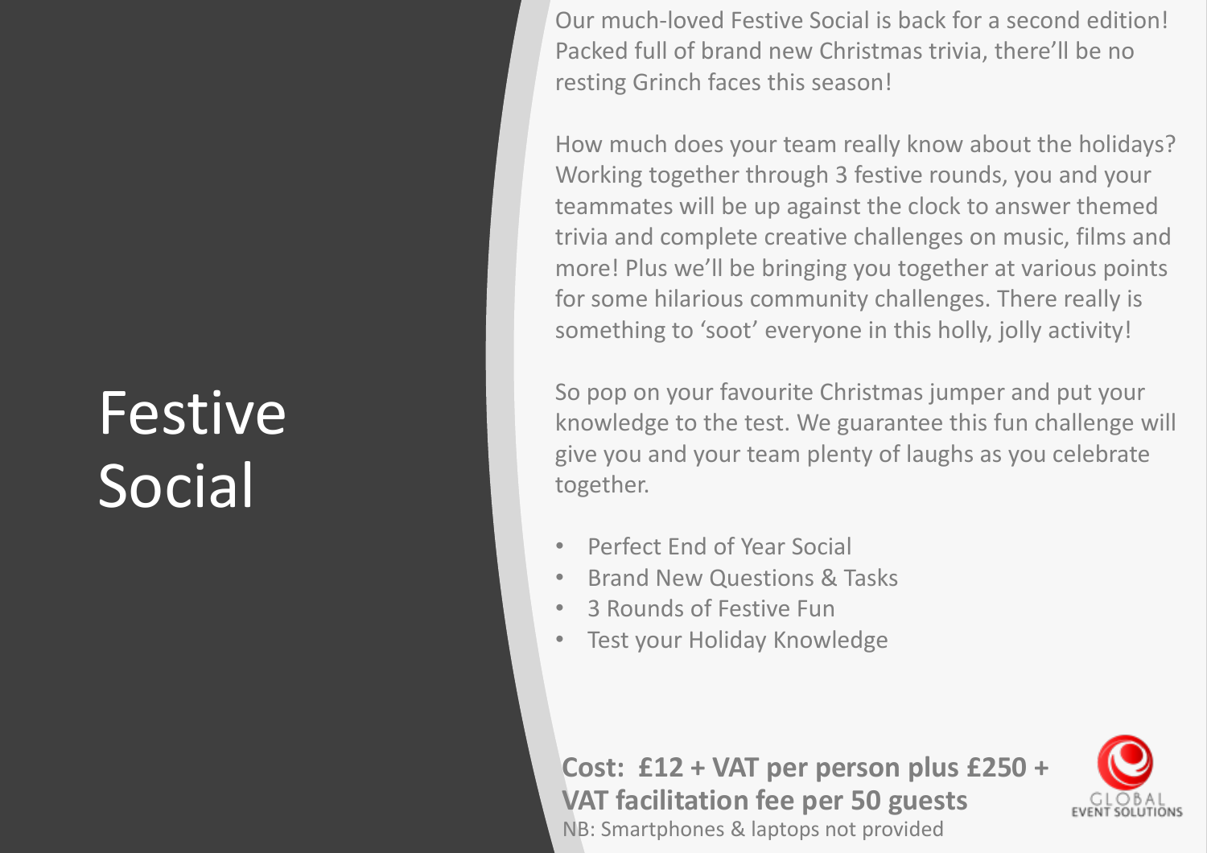# Festive Social

Our much-loved Festive Social is back for a second edition! Packed full of brand new Christmas trivia, there'll be no resting Grinch faces this season!

How much does your team really know about the holidays? Working together through 3 festive rounds, you and your teammates will be up against the clock to answer themed trivia and complete creative challenges on music, films and more! Plus we'll be bringing you together at various points for some hilarious community challenges. There really is something to 'soot' everyone in this holly, jolly activity!

So pop on your favourite Christmas jumper and put your knowledge to the test. We guarantee this fun challenge will give you and your team plenty of laughs as you celebrate together.

- Perfect End of Year Social
- Brand New Questions & Tasks
- 3 Rounds of Festive Fun
- Test your Holiday Knowledge

**Cost: £12 + VAT per person plus £250 + VAT facilitation fee per 50 guests**

NB: Smartphones & laptops not provided

GLOBAL EVENT SOLUTIONS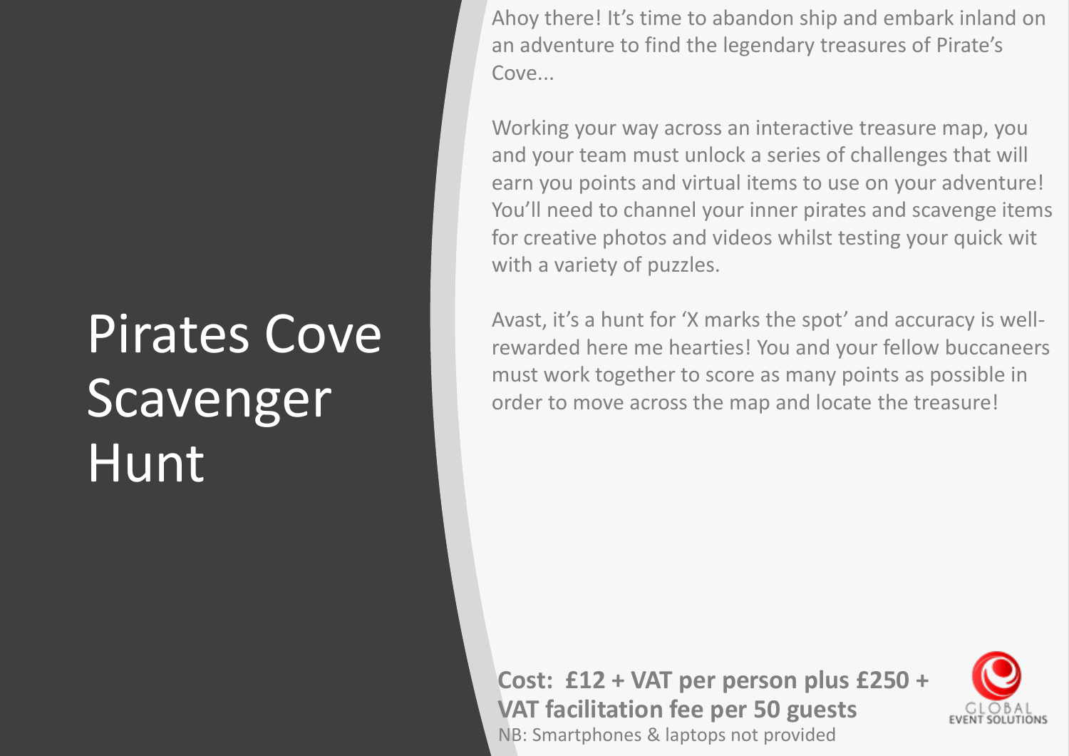# Pirates Cove Scavenger Hunt

Ahoy there! It's time to abandon ship and embark inland on an adventure to find the legendary treasures of Pirate's Cove...

Working your way across an interactive treasure map, you and your team must unlock a series of challenges that will earn you points and virtual items to use on your adventure! You'll need to channel your inner pirates and scavenge items for creative photos and videos whilst testing your quick wit with a variety of puzzles.

Avast, it's a hunt for 'X marks the spot' and accuracy is well-rewarded here me hearties! You and your fellow buccaneers must work together to score as many points as possible in order to move across the map and locate the treasure!

**Cost: £12 + VAT per person plus £250 + VAT facilitation fee per 50 guests**

NB: Smartphones & laptops not provided

GLOBAL EVENT SOLUTIONS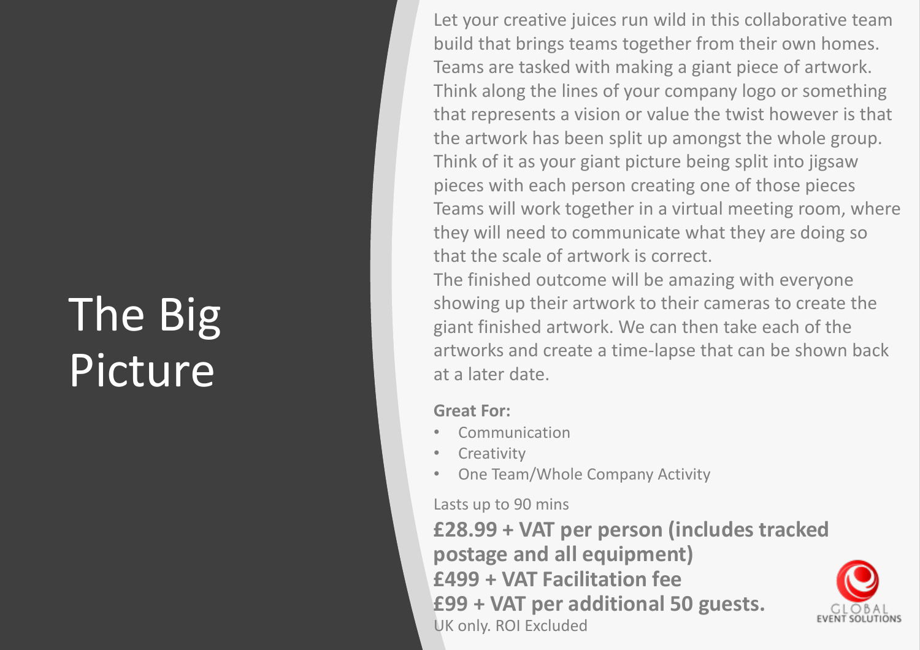# The Big Picture

Let your creative juices run wild in this collaborative team build that brings teams together from their own homes. Teams are tasked with making a giant piece of artwork. Think along the lines of your company logo or something that represents a vision or value the twist however is that the artwork has been split up amongst the whole group. Think of it as your giant picture being split into jigsaw pieces with each person creating one of those pieces Teams will work together in a virtual meeting room, where they will need to communicate what they are doing so that the scale of artwork is correct.

The finished outcome will be amazing with everyone showing up their artwork to their cameras to create the giant finished artwork. We can then take each of the artworks and create a time-lapse that can be shown back at a later date.

**Great For:**

- Communication
- Creativity
- One Team/Whole Company Activity

Lasts up to 90 mins

**£28.99 + VAT per person (includes tracked postage and all equipment)**
**£499 + VAT Facilitation fee**
**£99 + VAT per additional 50 guests.**
UK only. ROI Excluded

GLOBAL EVENT SOLUTIONS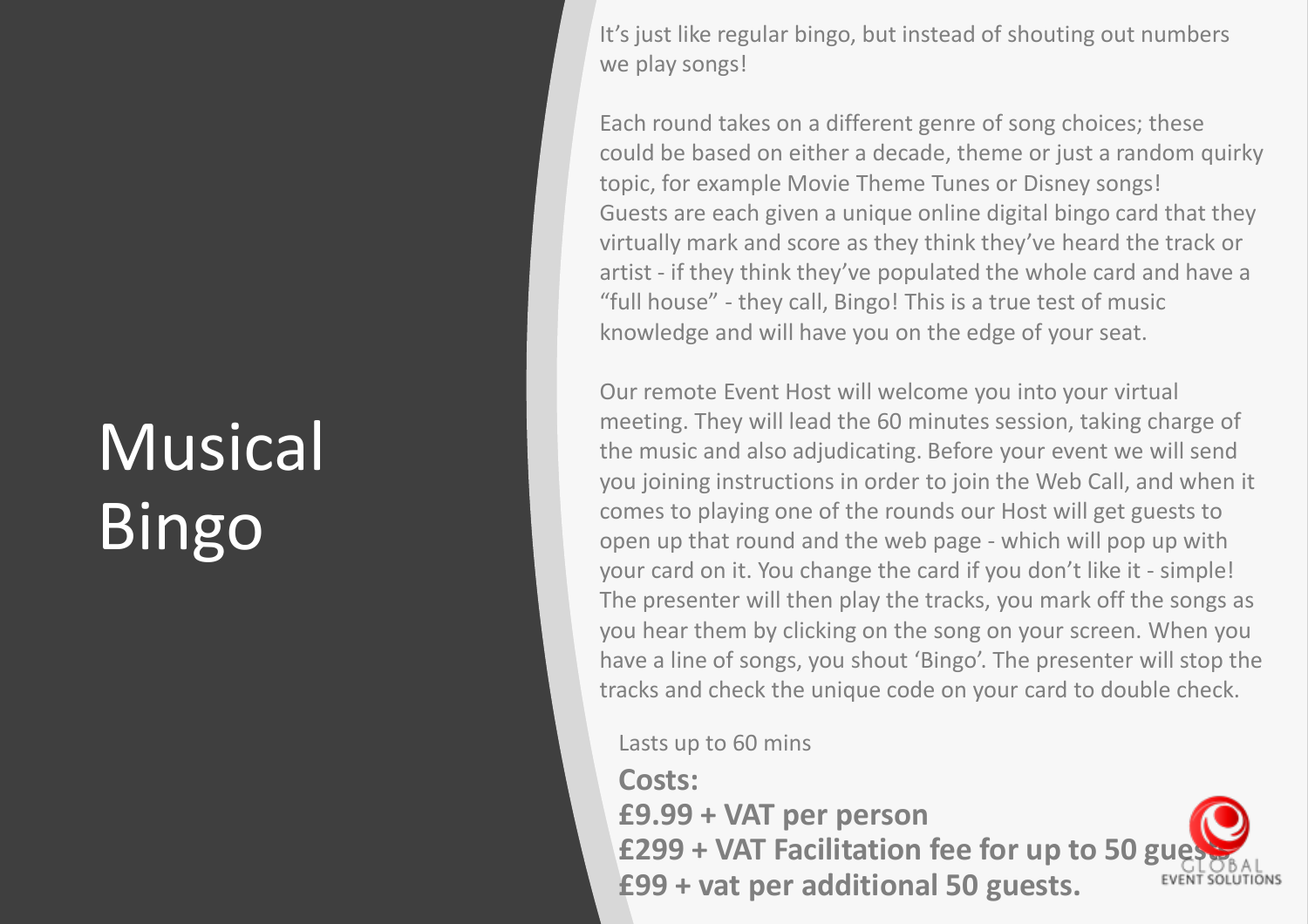# Musical Bingo

It's just like regular bingo, but instead of shouting out numbers we play songs!

Each round takes on a different genre of song choices; these could be based on either a decade, theme or just a random quirky topic, for example Movie Theme Tunes or Disney songs! Guests are each given a unique online digital bingo card that they virtually mark and score as they think they've heard the track or artist - if they think they've populated the whole card and have a "full house" - they call, Bingo! This is a true test of music knowledge and will have you on the edge of your seat.

Our remote Event Host will welcome you into your virtual meeting. They will lead the 60 minutes session, taking charge of the music and also adjudicating. Before your event we will send you joining instructions in order to join the Web Call, and when it comes to playing one of the rounds our Host will get guests to open up that round and the web page - which will pop up with your card on it. You change the card if you don't like it - simple! The presenter will then play the tracks, you mark off the songs as you hear them by clicking on the song on your screen. When you have a line of songs, you shout 'Bingo'. The presenter will stop the tracks and check the unique code on your card to double check.

Lasts up to 60 mins

**Costs:**
**£9.99 + VAT per person**
**£299 + VAT Facilitation fee for up to 50 guests**
**£99 + vat per additional 50 guests.**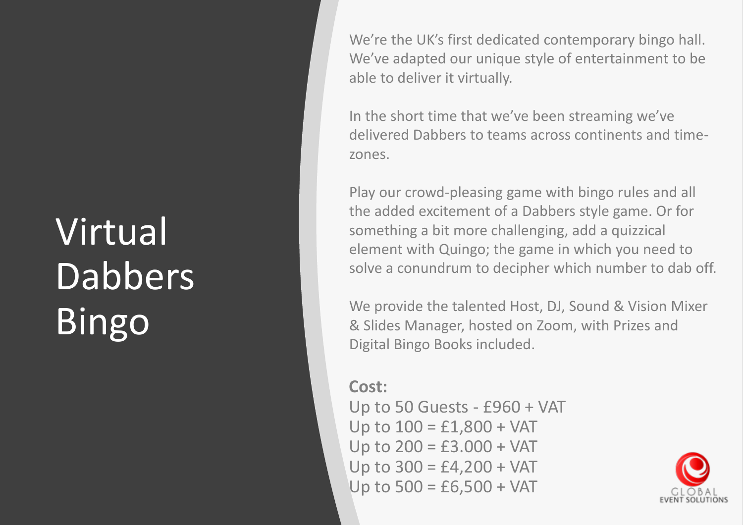# Virtual Dabbers Bingo

We're the UK's first dedicated contemporary bingo hall. We've adapted our unique style of entertainment to be able to deliver it virtually.

In the short time that we've been streaming we've delivered Dabbers to teams across continents and time-zones.

Play our crowd-pleasing game with bingo rules and all the added excitement of a Dabbers style game. Or for something a bit more challenging, add a quizzical element with Quingo; the game in which you need to solve a conundrum to decipher which number to dab off.

We provide the talented Host, DJ, Sound & Vision Mixer & Slides Manager, hosted on Zoom, with Prizes and Digital Bingo Books included.

**Cost:**
Up to 50 Guests - £960 + VAT
Up to 100 = £1,800 + VAT
Up to 200 = £3.000 + VAT
Up to 300 = £4,200 + VAT
Up to 500 = £6,500 + VAT

GLOBAL EVENT SOLUTIONS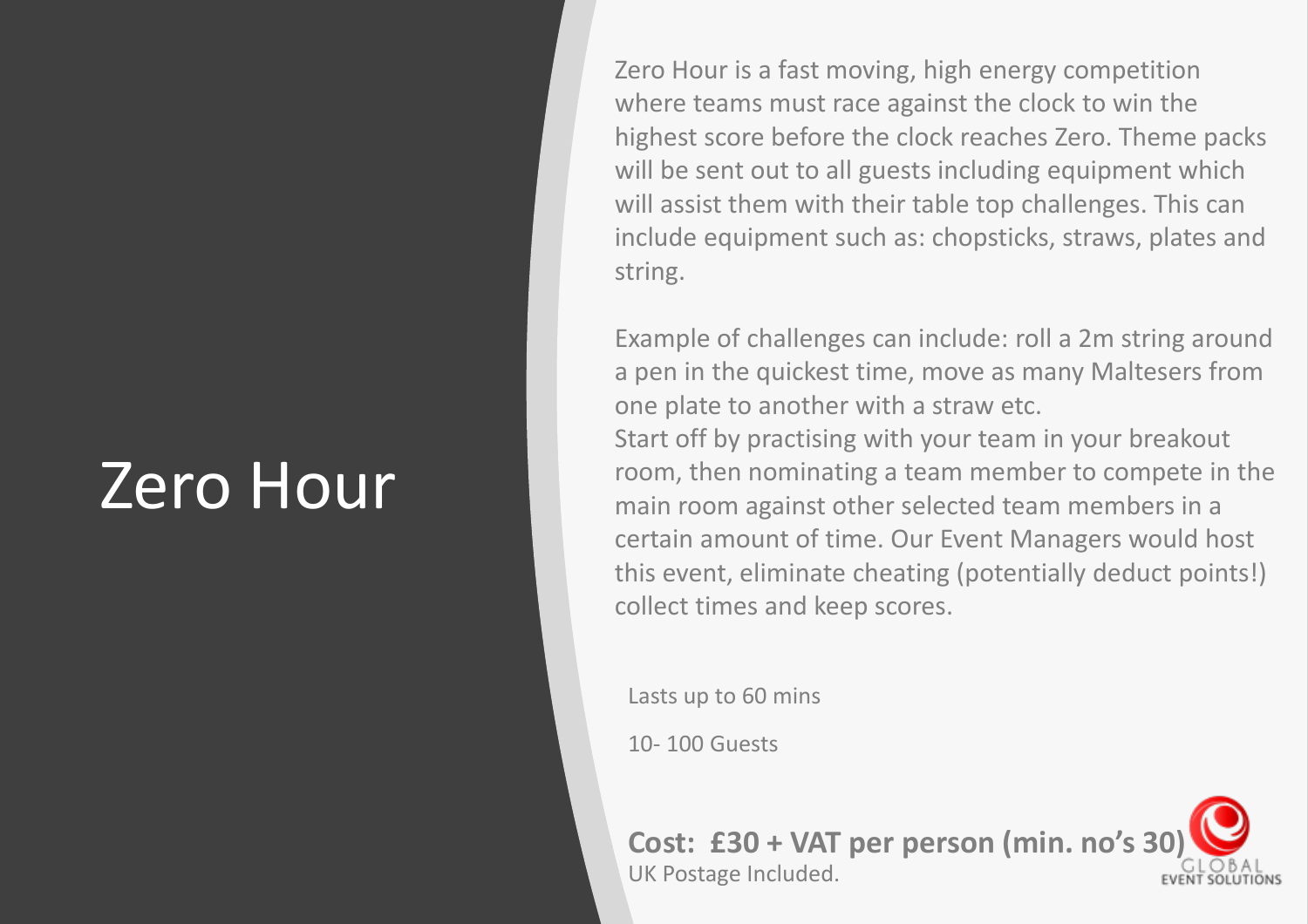# Zero Hour

Zero Hour is a fast moving, high energy competition where teams must race against the clock to win the highest score before the clock reaches Zero. Theme packs will be sent out to all guests including equipment which will assist them with their table top challenges. This can include equipment such as: chopsticks, straws, plates and string.

Example of challenges can include: roll a 2m string around a pen in the quickest time, move as many Maltesers from one plate to another with a straw etc.
Start off by practising with your team in your breakout room, then nominating a team member to compete in the main room against other selected team members in a certain amount of time. Our Event Managers would host this event, eliminate cheating (potentially deduct points!) collect times and keep scores.

Lasts up to 60 mins

10- 100 Guests

**Cost: £30 + VAT per person (min. no's 30)**
UK Postage Included.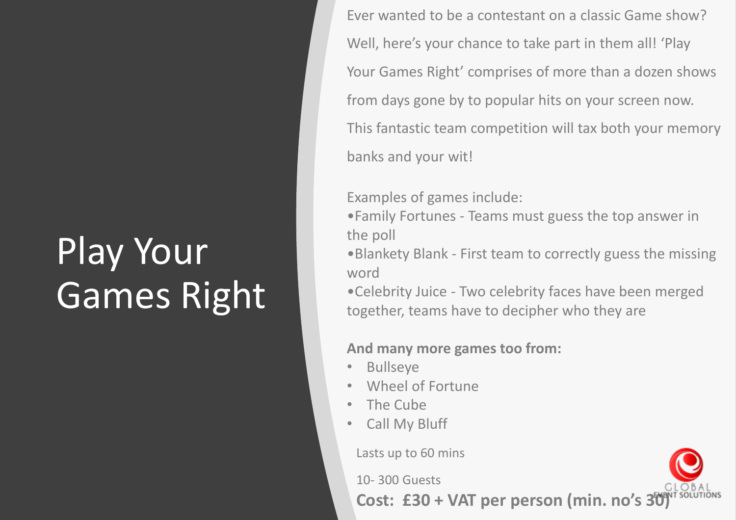# Play Your Games Right

Ever wanted to be a contestant on a classic Game show? Well, here's your chance to take part in them all! 'Play Your Games Right' comprises of more than a dozen shows from days gone by to popular hits on your screen now. This fantastic team competition will tax both your memory banks and your wit!

Examples of games include:

- Family Fortunes - Teams must guess the top answer in the poll
- Blankety Blank - First team to correctly guess the missing word
- Celebrity Juice - Two celebrity faces have been merged together, teams have to decipher who they are

**And many more games too from:**

- Bullseye
- Wheel of Fortune
- The Cube
- Call My Bluff

Lasts up to 60 mins

10- 300 Guests

**Cost: £30 + VAT per person (min. no's 30)**

GLOBAL EVENT SOLUTIONS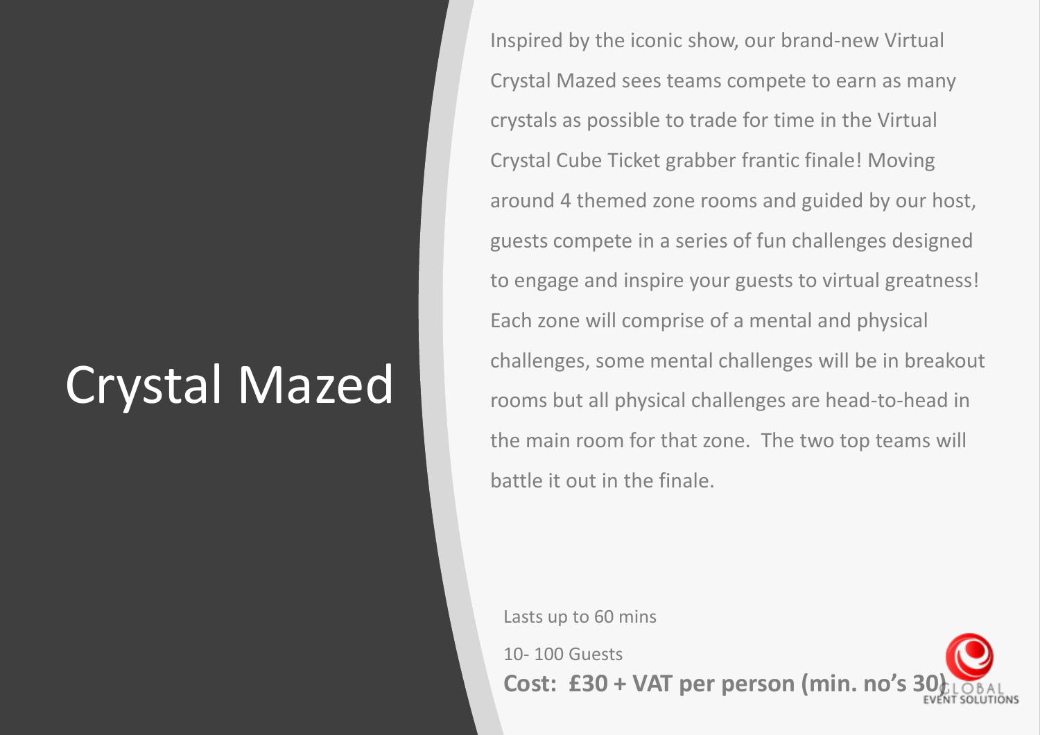# Crystal Mazed

Inspired by the iconic show, our brand-new Virtual Crystal Mazed sees teams compete to earn as many crystals as possible to trade for time in the Virtual Crystal Cube Ticket grabber frantic finale! Moving around 4 themed zone rooms and guided by our host, guests compete in a series of fun challenges designed to engage and inspire your guests to virtual greatness! Each zone will comprise of a mental and physical challenges, some mental challenges will be in breakout rooms but all physical challenges are head-to-head in the main room for that zone. The two top teams will battle it out in the finale.

Lasts up to 60 mins

10- 100 Guests

**Cost: £30 + VAT per person (min. no's 30)**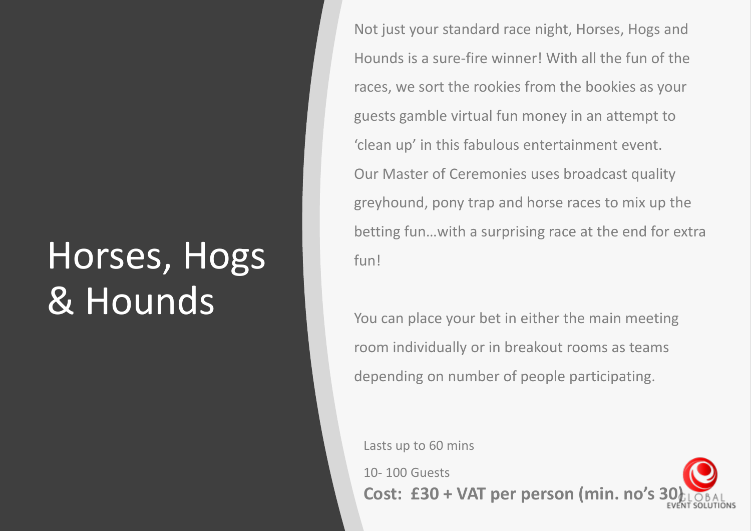# Horses, Hogs & Hounds

Not just your standard race night, Horses, Hogs and Hounds is a sure-fire winner! With all the fun of the races, we sort the rookies from the bookies as your guests gamble virtual fun money in an attempt to 'clean up' in this fabulous entertainment event. Our Master of Ceremonies uses broadcast quality greyhound, pony trap and horse races to mix up the betting fun…with a surprising race at the end for extra fun!

You can place your bet in either the main meeting room individually or in breakout rooms as teams depending on number of people participating.

Lasts up to 60 mins

10- 100 Guests

**Cost: £30 + VAT per person (min. no's 30)**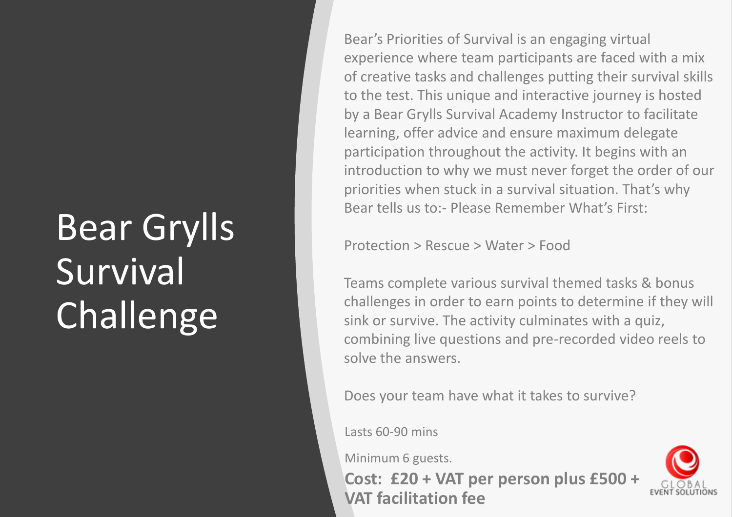# Bear Grylls Survival Challenge

Bear's Priorities of Survival is an engaging virtual experience where team participants are faced with a mix of creative tasks and challenges putting their survival skills to the test. This unique and interactive journey is hosted by a Bear Grylls Survival Academy Instructor to facilitate learning, offer advice and ensure maximum delegate participation throughout the activity. It begins with an introduction to why we must never forget the order of our priorities when stuck in a survival situation. That's why Bear tells us to:- Please Remember What's First:

Protection > Rescue > Water > Food

Teams complete various survival themed tasks & bonus challenges in order to earn points to determine if they will sink or survive. The activity culminates with a quiz, combining live questions and pre-recorded video reels to solve the answers.

Does your team have what it takes to survive?

Lasts 60-90 mins

Minimum 6 guests.

**Cost: £20 + VAT per person plus £500 + VAT facilitation fee**

GLOBAL EVENT SOLUTIONS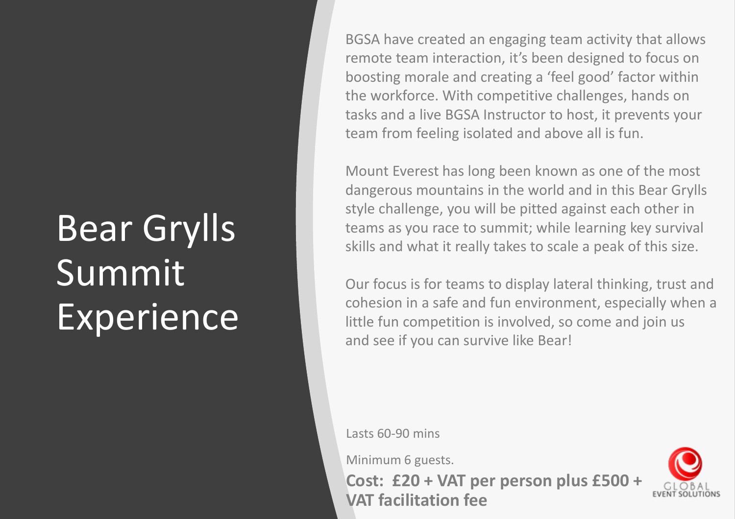# Bear Grylls Summit Experience

BGSA have created an engaging team activity that allows remote team interaction, it's been designed to focus on boosting morale and creating a 'feel good' factor within the workforce. With competitive challenges, hands on tasks and a live BGSA Instructor to host, it prevents your team from feeling isolated and above all is fun.

Mount Everest has long been known as one of the most dangerous mountains in the world and in this Bear Grylls style challenge, you will be pitted against each other in teams as you race to summit; while learning key survival skills and what it really takes to scale a peak of this size.

Our focus is for teams to display lateral thinking, trust and cohesion in a safe and fun environment, especially when a little fun competition is involved, so come and join us and see if you can survive like Bear!

Lasts 60-90 mins

Minimum 6 guests.

**Cost: £20 + VAT per person plus £500 + VAT facilitation fee**

GLOBAL EVENT SOLUTIONS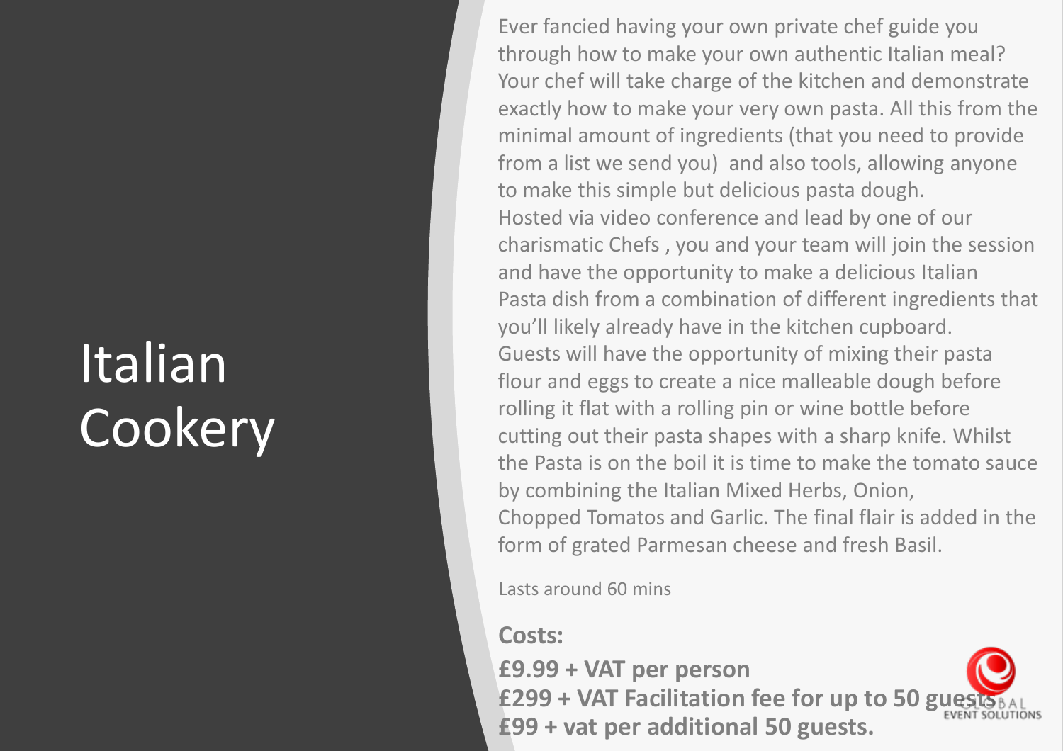# Italian Cookery

Ever fancied having your own private chef guide you through how to make your own authentic Italian meal? Your chef will take charge of the kitchen and demonstrate exactly how to make your very own pasta. All this from the minimal amount of ingredients (that you need to provide from a list we send you) and also tools, allowing anyone to make this simple but delicious pasta dough. Hosted via video conference and lead by one of our charismatic Chefs , you and your team will join the session and have the opportunity to make a delicious Italian Pasta dish from a combination of different ingredients that you'll likely already have in the kitchen cupboard. Guests will have the opportunity of mixing their pasta flour and eggs to create a nice malleable dough before rolling it flat with a rolling pin or wine bottle before cutting out their pasta shapes with a sharp knife. Whilst the Pasta is on the boil it is time to make the tomato sauce by combining the Italian Mixed Herbs, Onion, Chopped Tomatos and Garlic. The final flair is added in the form of grated Parmesan cheese and fresh Basil.

Lasts around 60 mins

**Costs:**

**£9.99 + VAT per person**
**£299 + VAT Facilitation fee for up to 50 guests**
**£99 + vat per additional 50 guests.**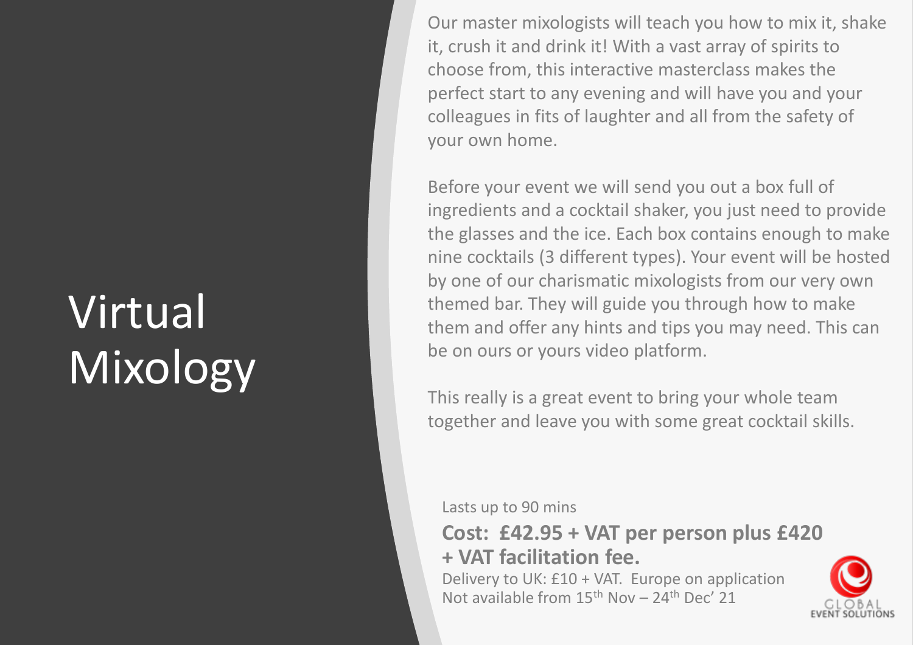# Virtual Mixology

Our master mixologists will teach you how to mix it, shake it, crush it and drink it! With a vast array of spirits to choose from, this interactive masterclass makes the perfect start to any evening and will have you and your colleagues in fits of laughter and all from the safety of your own home.

Before your event we will send you out a box full of ingredients and a cocktail shaker, you just need to provide the glasses and the ice. Each box contains enough to make nine cocktails (3 different types). Your event will be hosted by one of our charismatic mixologists from our very own themed bar. They will guide you through how to make them and offer any hints and tips you may need. This can be on ours or yours video platform.

This really is a great event to bring your whole team together and leave you with some great cocktail skills.

Lasts up to 90 mins

**Cost: £42.95 + VAT per person plus £420 + VAT facilitation fee.**

Delivery to UK: £10 + VAT. Europe on application
Not available from 15th Nov – 24th Dec' 21

GLOBAL EVENT SOLUTIONS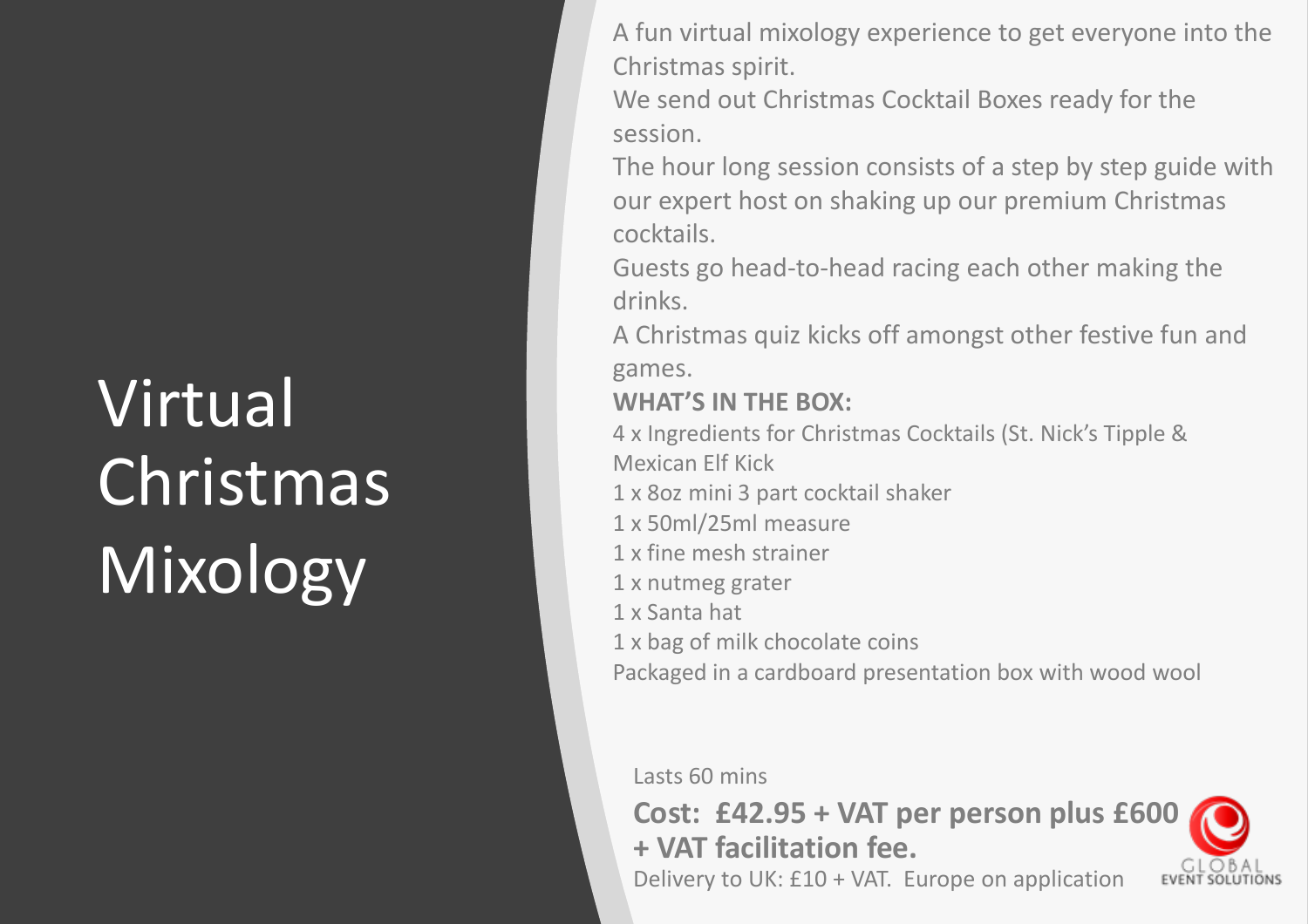# Virtual Christmas Mixology

A fun virtual mixology experience to get everyone into the Christmas spirit.

We send out Christmas Cocktail Boxes ready for the session.

The hour long session consists of a step by step guide with our expert host on shaking up our premium Christmas cocktails.

Guests go head-to-head racing each other making the drinks.

A Christmas quiz kicks off amongst other festive fun and games.

**WHAT'S IN THE BOX:**

4 x Ingredients for Christmas Cocktails (St. Nick's Tipple & Mexican Elf Kick

1 x 8oz mini 3 part cocktail shaker

1 x 50ml/25ml measure

1 x fine mesh strainer

1 x nutmeg grater

1 x Santa hat

1 x bag of milk chocolate coins

Packaged in a cardboard presentation box with wood wool

Lasts 60 mins

**Cost: £42.95 + VAT per person plus £600 + VAT facilitation fee.**

Delivery to UK: £10 + VAT. Europe on application

GLOBAL EVENT SOLUTIONS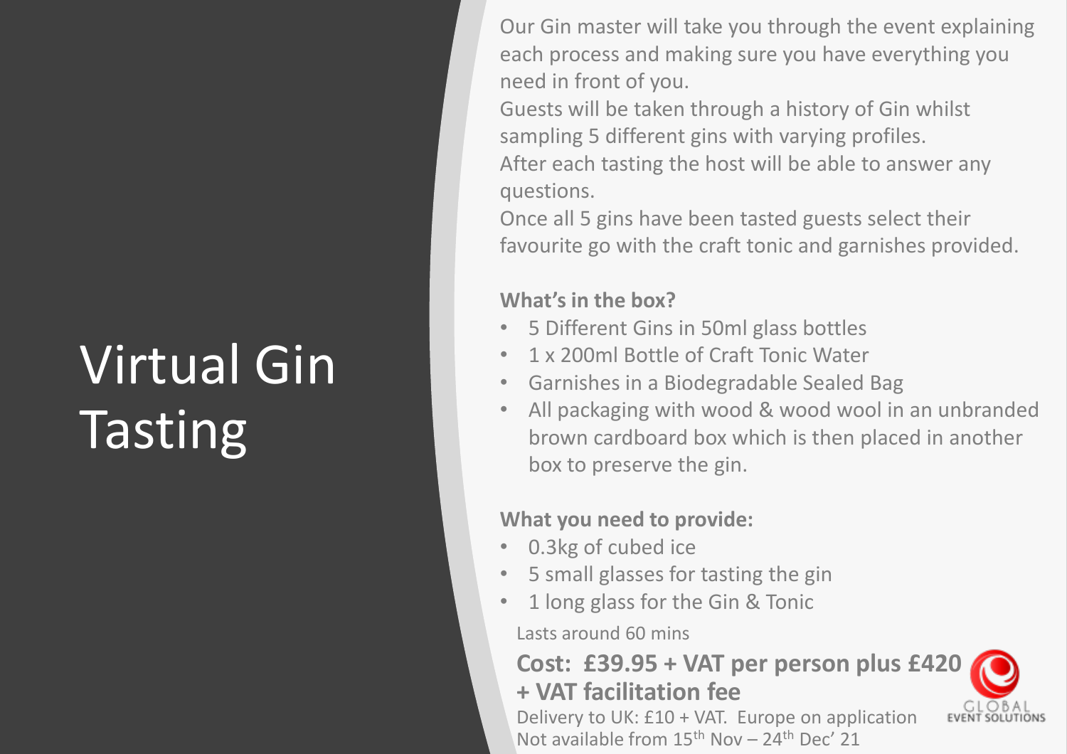# Virtual Gin Tasting

Our Gin master will take you through the event explaining each process and making sure you have everything you need in front of you.

Guests will be taken through a history of Gin whilst sampling 5 different gins with varying profiles.

After each tasting the host will be able to answer any questions.

Once all 5 gins have been tasted guests select their favourite go with the craft tonic and garnishes provided.

**What's in the box?**

- 5 Different Gins in 50ml glass bottles
- 1 x 200ml Bottle of Craft Tonic Water
- Garnishes in a Biodegradable Sealed Bag
- All packaging with wood & wood wool in an unbranded brown cardboard box which is then placed in another box to preserve the gin.

**What you need to provide:**

- 0.3kg of cubed ice
- 5 small glasses for tasting the gin
- 1 long glass for the Gin & Tonic

Lasts around 60 mins

**Cost: £39.95 + VAT per person plus £420 + VAT facilitation fee**

Delivery to UK: £10 + VAT. Europe on application

Not available from 15th Nov – 24th Dec' 21

GLOBAL EVENT SOLUTIONS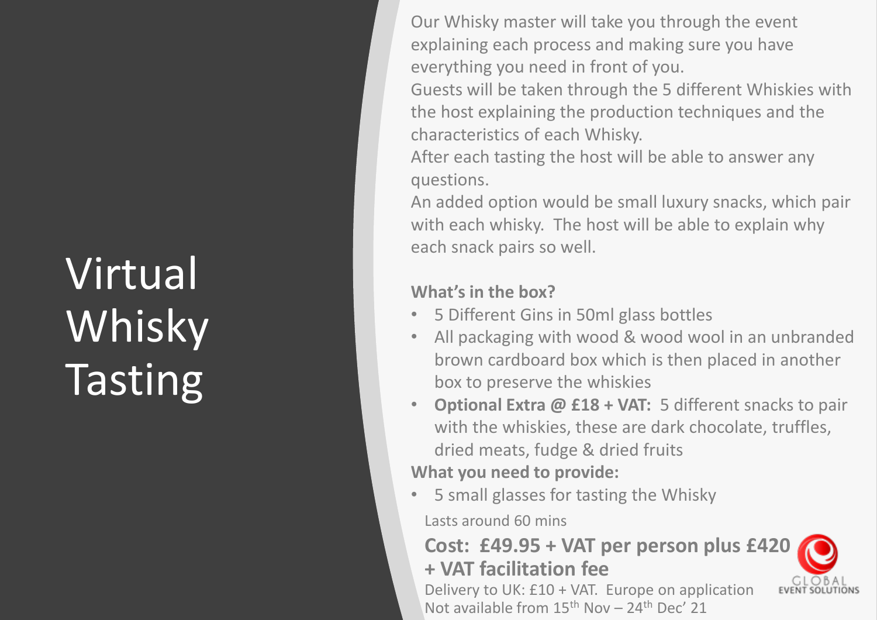# Virtual Whisky Tasting

Our Whisky master will take you through the event explaining each process and making sure you have everything you need in front of you.

Guests will be taken through the 5 different Whiskies with the host explaining the production techniques and the characteristics of each Whisky.

After each tasting the host will be able to answer any questions.

An added option would be small luxury snacks, which pair with each whisky. The host will be able to explain why each snack pairs so well.

**What's in the box?**

- 5 Different Gins in 50ml glass bottles
- All packaging with wood & wood wool in an unbranded brown cardboard box which is then placed in another box to preserve the whiskies
- **Optional Extra @ £18 + VAT:** 5 different snacks to pair with the whiskies, these are dark chocolate, truffles, dried meats, fudge & dried fruits

**What you need to provide:**

- 5 small glasses for tasting the Whisky

Lasts around 60 mins

**Cost: £49.95 + VAT per person plus £420 + VAT facilitation fee**

Delivery to UK: £10 + VAT. Europe on application

Not available from 15th Nov – 24th Dec' 21

GLOBAL EVENT SOLUTIONS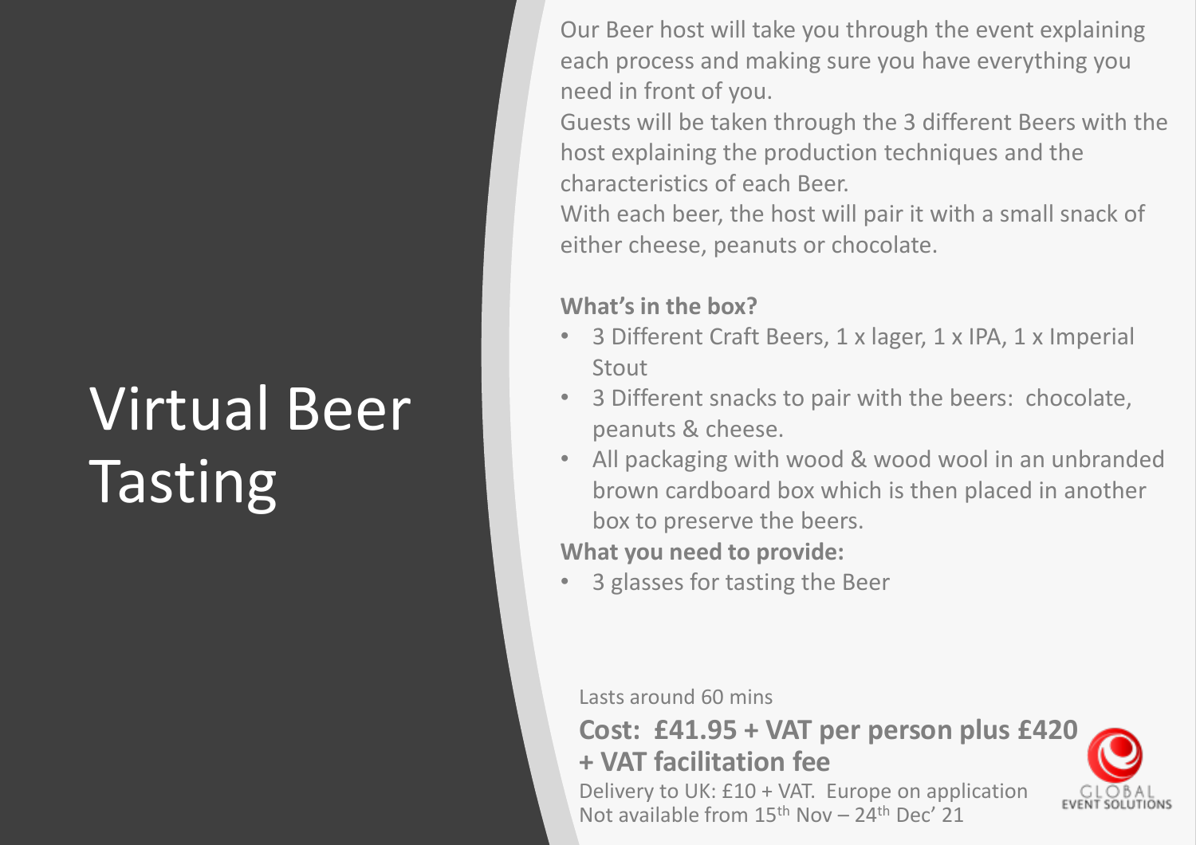# Virtual Beer Tasting

Our Beer host will take you through the event explaining each process and making sure you have everything you need in front of you.

Guests will be taken through the 3 different Beers with the host explaining the production techniques and the characteristics of each Beer.

With each beer, the host will pair it with a small snack of either cheese, peanuts or chocolate.

**What's in the box?**

- 3 Different Craft Beers, 1 x lager, 1 x IPA, 1 x Imperial Stout
- 3 Different snacks to pair with the beers: chocolate, peanuts & cheese.
- All packaging with wood & wood wool in an unbranded brown cardboard box which is then placed in another box to preserve the beers.

**What you need to provide:**

- 3 glasses for tasting the Beer

Lasts around 60 mins

**Cost: £41.95 + VAT per person plus £420 + VAT facilitation fee**

Delivery to UK: £10 + VAT. Europe on application

Not available from 15th Nov – 24th Dec' 21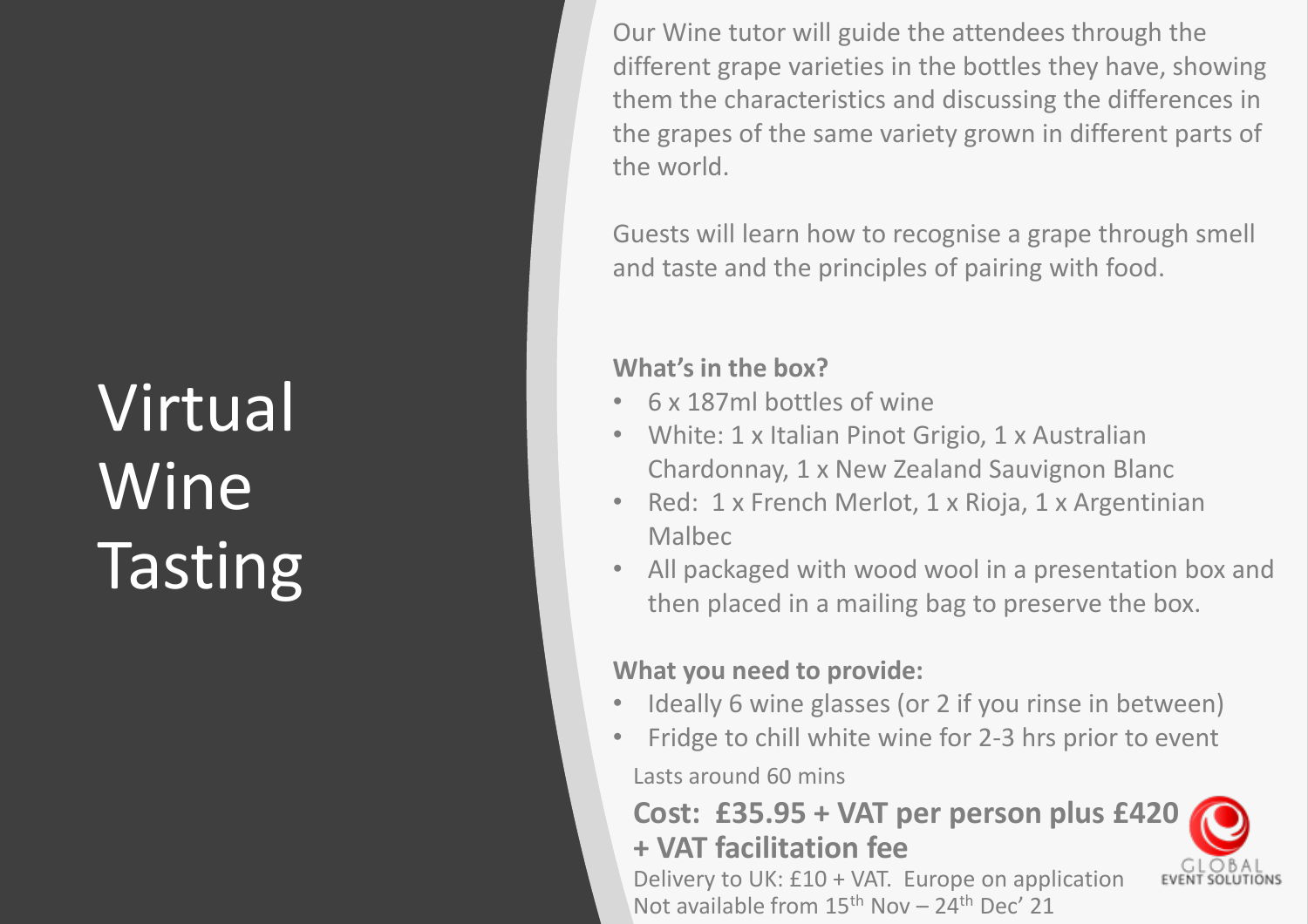# Virtual Wine Tasting

Our Wine tutor will guide the attendees through the different grape varieties in the bottles they have, showing them the characteristics and discussing the differences in the grapes of the same variety grown in different parts of the world.

Guests will learn how to recognise a grape through smell and taste and the principles of pairing with food.

**What's in the box?**

- 6 x 187ml bottles of wine
- White: 1 x Italian Pinot Grigio, 1 x Australian Chardonnay, 1 x New Zealand Sauvignon Blanc
- Red: 1 x French Merlot, 1 x Rioja, 1 x Argentinian Malbec
- All packaged with wood wool in a presentation box and then placed in a mailing bag to preserve the box.

**What you need to provide:**

- Ideally 6 wine glasses (or 2 if you rinse in between)
- Fridge to chill white wine for 2-3 hrs prior to event

Lasts around 60 mins

**Cost: £35.95 + VAT per person plus £420 + VAT facilitation fee**

Delivery to UK: £10 + VAT. Europe on application

Not available from 15th Nov – 24th Dec' 21

GLOBAL EVENT SOLUTIONS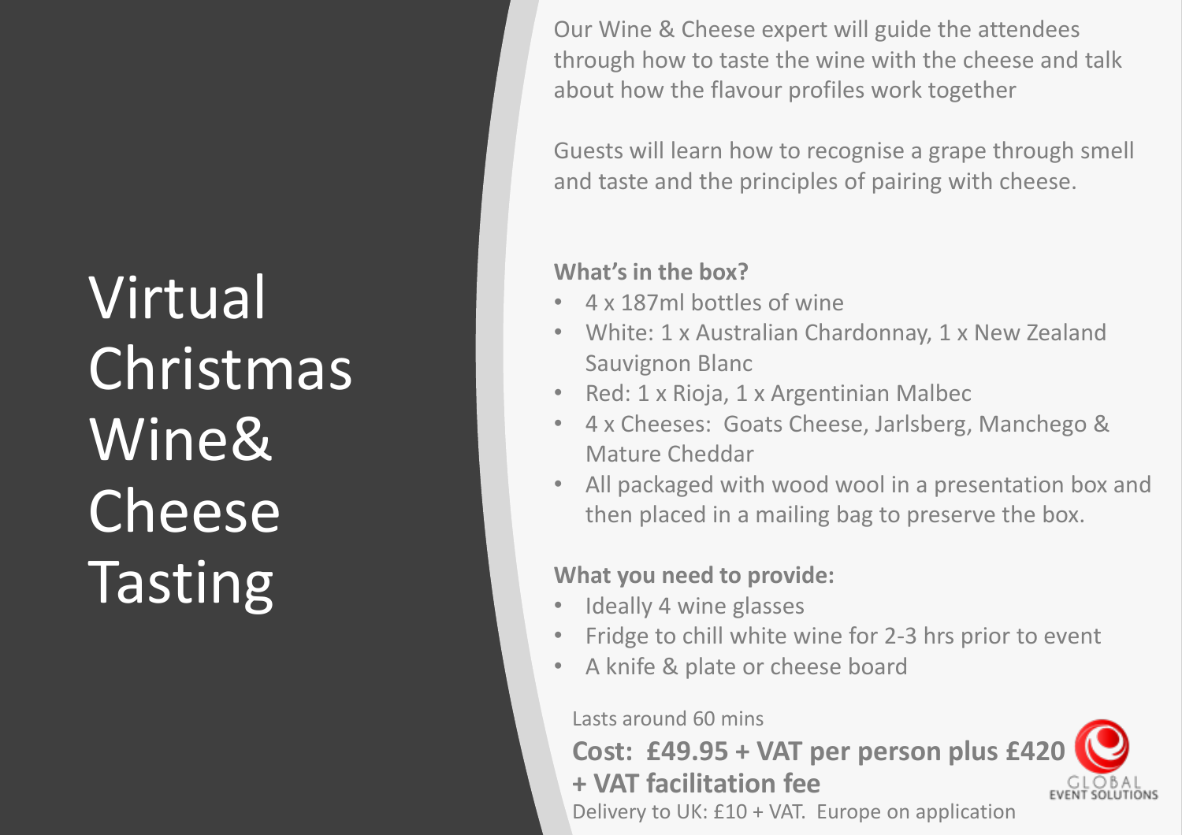# Virtual Christmas Wine& Cheese Tasting

Our Wine & Cheese expert will guide the attendees through how to taste the wine with the cheese and talk about how the flavour profiles work together

Guests will learn how to recognise a grape through smell and taste and the principles of pairing with cheese.

**What's in the box?**

- 4 x 187ml bottles of wine
- White: 1 x Australian Chardonnay, 1 x New Zealand Sauvignon Blanc
- Red: 1 x Rioja, 1 x Argentinian Malbec
- 4 x Cheeses: Goats Cheese, Jarlsberg, Manchego & Mature Cheddar
- All packaged with wood wool in a presentation box and then placed in a mailing bag to preserve the box.

**What you need to provide:**

- Ideally 4 wine glasses
- Fridge to chill white wine for 2-3 hrs prior to event
- A knife & plate or cheese board

Lasts around 60 mins

**Cost: £49.95 + VAT per person plus £420 + VAT facilitation fee**

Delivery to UK: £10 + VAT. Europe on application

GLOBAL EVENT SOLUTIONS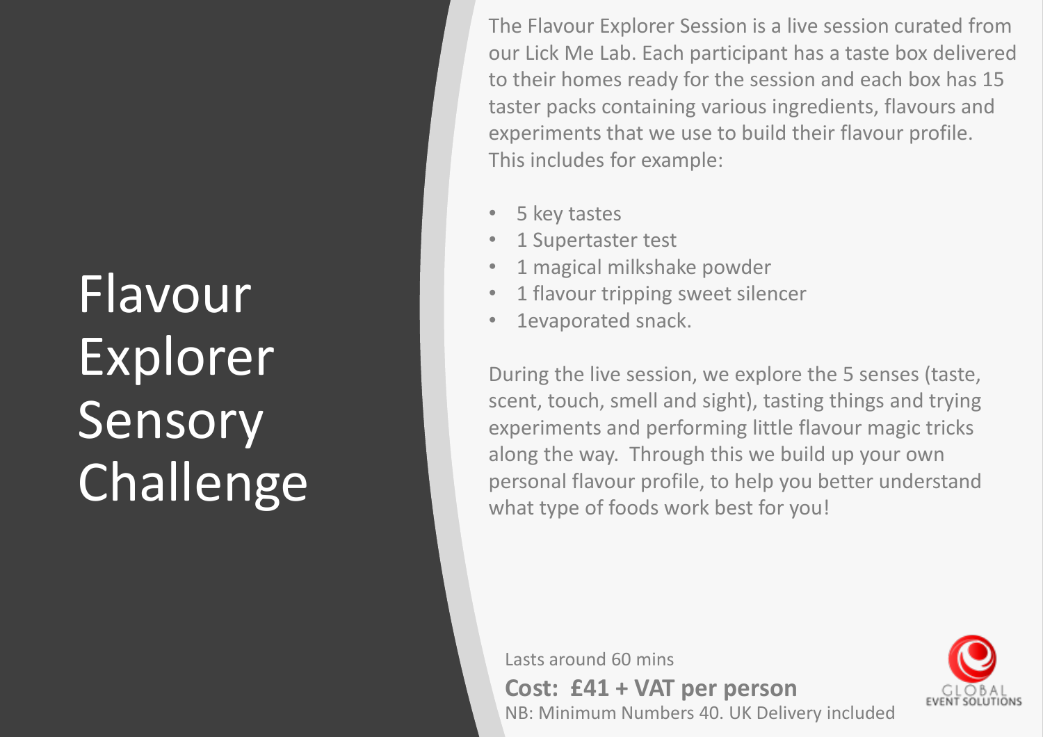# Flavour Explorer Sensory Challenge

The Flavour Explorer Session is a live session curated from our Lick Me Lab. Each participant has a taste box delivered to their homes ready for the session and each box has 15 taster packs containing various ingredients, flavours and experiments that we use to build their flavour profile. This includes for example:

- 5 key tastes
- 1 Supertaster test
- 1 magical milkshake powder
- 1 flavour tripping sweet silencer
- 1evaporated snack.

During the live session, we explore the 5 senses (taste, scent, touch, smell and sight), tasting things and trying experiments and performing little flavour magic tricks along the way. Through this we build up your own personal flavour profile, to help you better understand what type of foods work best for you!

Lasts around 60 mins

**Cost: £41 + VAT per person**

NB: Minimum Numbers 40. UK Delivery included

GLOBAL EVENT SOLUTIONS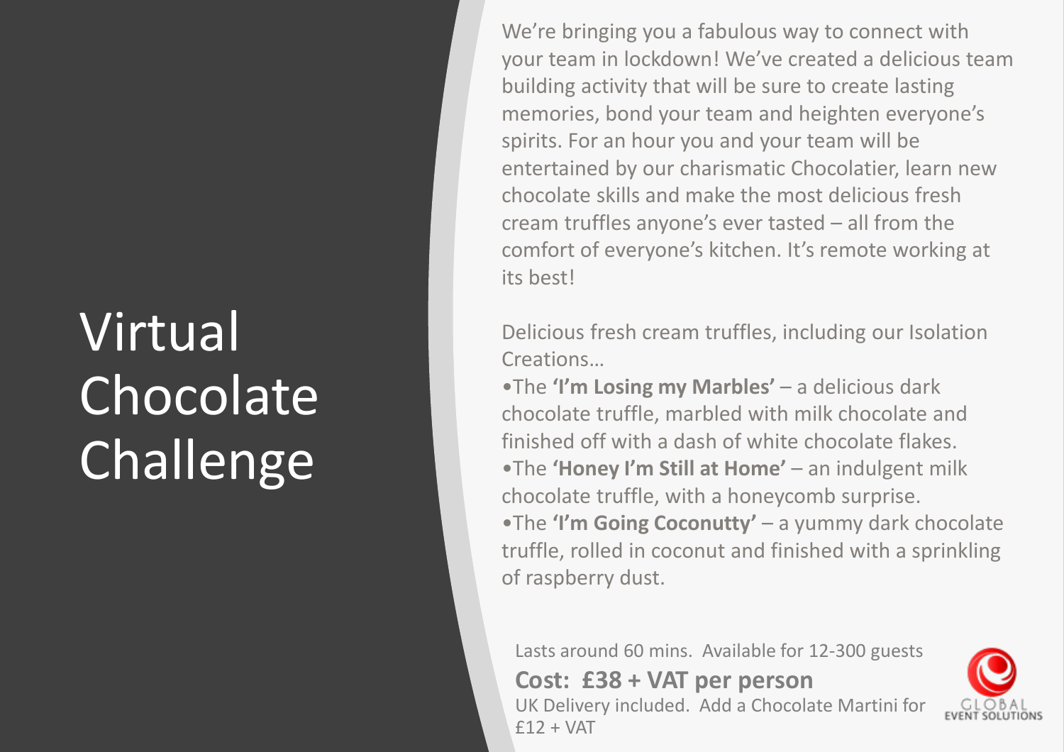# Virtual Chocolate Challenge

We're bringing you a fabulous way to connect with your team in lockdown! We've created a delicious team building activity that will be sure to create lasting memories, bond your team and heighten everyone's spirits. For an hour you and your team will be entertained by our charismatic Chocolatier, learn new chocolate skills and make the most delicious fresh cream truffles anyone's ever tasted – all from the comfort of everyone's kitchen. It's remote working at its best!

Delicious fresh cream truffles, including our Isolation Creations…

- The **'I'm Losing my Marbles'** – a delicious dark chocolate truffle, marbled with milk chocolate and finished off with a dash of white chocolate flakes.
- The **'Honey I'm Still at Home'** – an indulgent milk chocolate truffle, with a honeycomb surprise.
- The **'I'm Going Coconutty'** – a yummy dark chocolate truffle, rolled in coconut and finished with a sprinkling of raspberry dust.

Lasts around 60 mins. Available for 12-300 guests

**Cost: £38 + VAT per person**

UK Delivery included. Add a Chocolate Martini for £12 + VAT

GLOBAL EVENT SOLUTIONS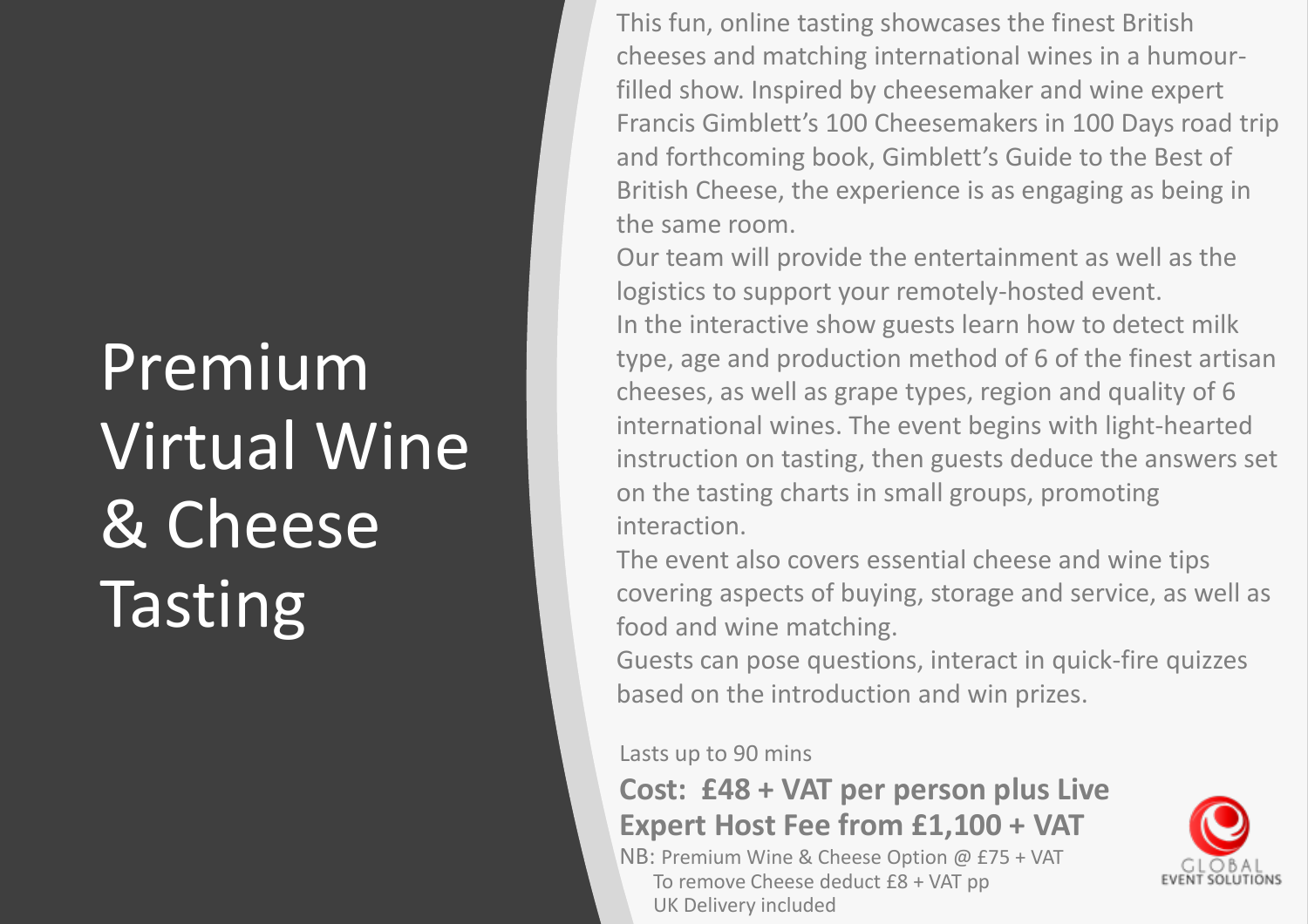# Premium Virtual Wine & Cheese Tasting

This fun, online tasting showcases the finest British cheeses and matching international wines in a humour-filled show. Inspired by cheesemaker and wine expert Francis Gimblett's 100 Cheesemakers in 100 Days road trip and forthcoming book, Gimblett's Guide to the Best of British Cheese, the experience is as engaging as being in the same room.

Our team will provide the entertainment as well as the logistics to support your remotely-hosted event.

In the interactive show guests learn how to detect milk type, age and production method of 6 of the finest artisan cheeses, as well as grape types, region and quality of 6 international wines. The event begins with light-hearted instruction on tasting, then guests deduce the answers set on the tasting charts in small groups, promoting interaction.

The event also covers essential cheese and wine tips covering aspects of buying, storage and service, as well as food and wine matching.

Guests can pose questions, interact in quick-fire quizzes based on the introduction and win prizes.

Lasts up to 90 mins

**Cost: £48 + VAT per person plus Live Expert Host Fee from £1,100 + VAT**

NB: Premium Wine & Cheese Option @ £75 + VAT
To remove Cheese deduct £8 + VAT pp
UK Delivery included

GLOBAL EVENT SOLUTIONS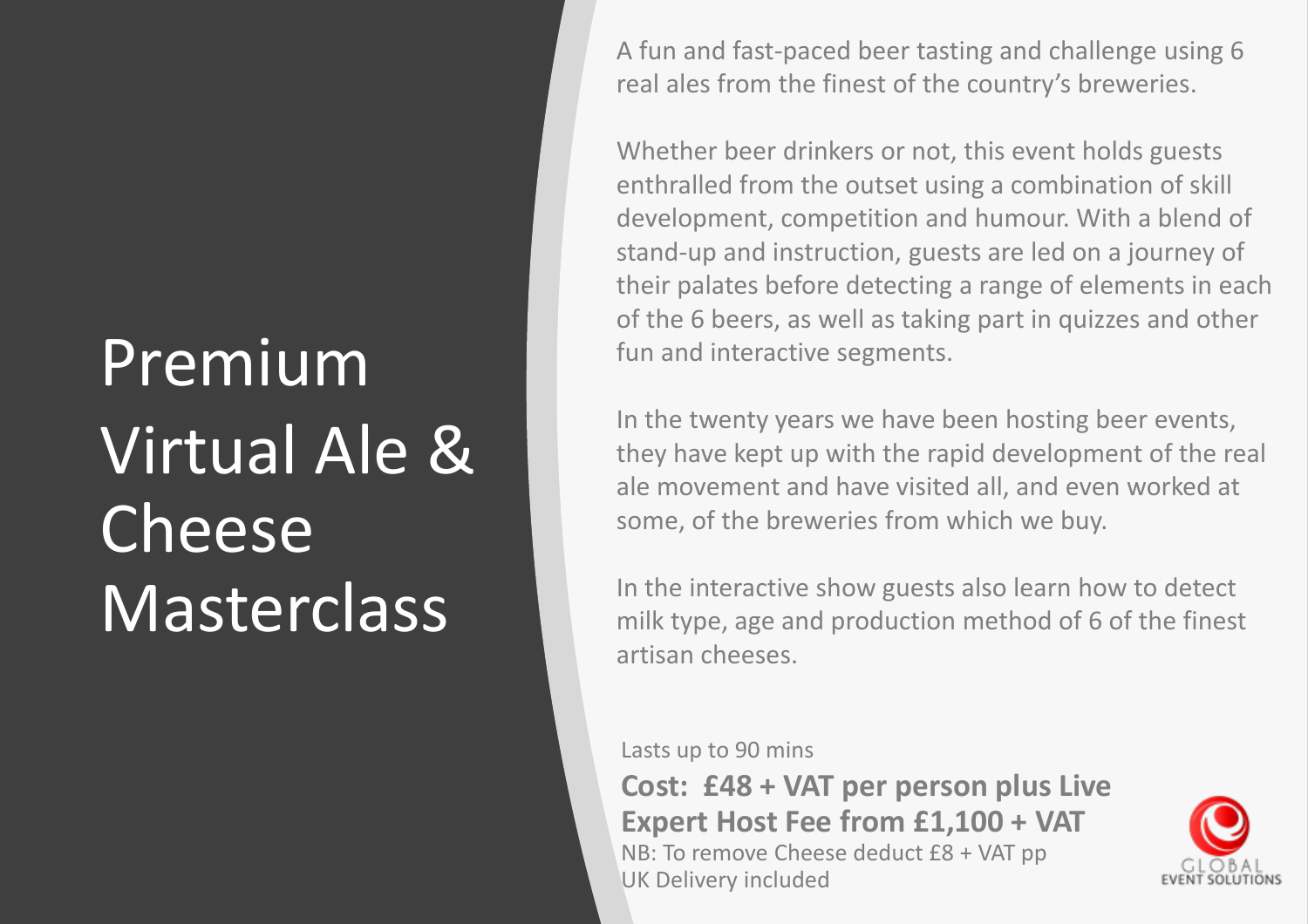# Premium Virtual Ale & Cheese Masterclass

A fun and fast-paced beer tasting and challenge using 6 real ales from the finest of the country's breweries.

Whether beer drinkers or not, this event holds guests enthralled from the outset using a combination of skill development, competition and humour. With a blend of stand-up and instruction, guests are led on a journey of their palates before detecting a range of elements in each of the 6 beers, as well as taking part in quizzes and other fun and interactive segments.

In the twenty years we have been hosting beer events, they have kept up with the rapid development of the real ale movement and have visited all, and even worked at some, of the breweries from which we buy.

In the interactive show guests also learn how to detect milk type, age and production method of 6 of the finest artisan cheeses.

Lasts up to 90 mins

**Cost: £48 + VAT per person plus Live Expert Host Fee from £1,100 + VAT**

NB: To remove Cheese deduct £8 + VAT pp

UK Delivery included

GLOBAL EVENT SOLUTIONS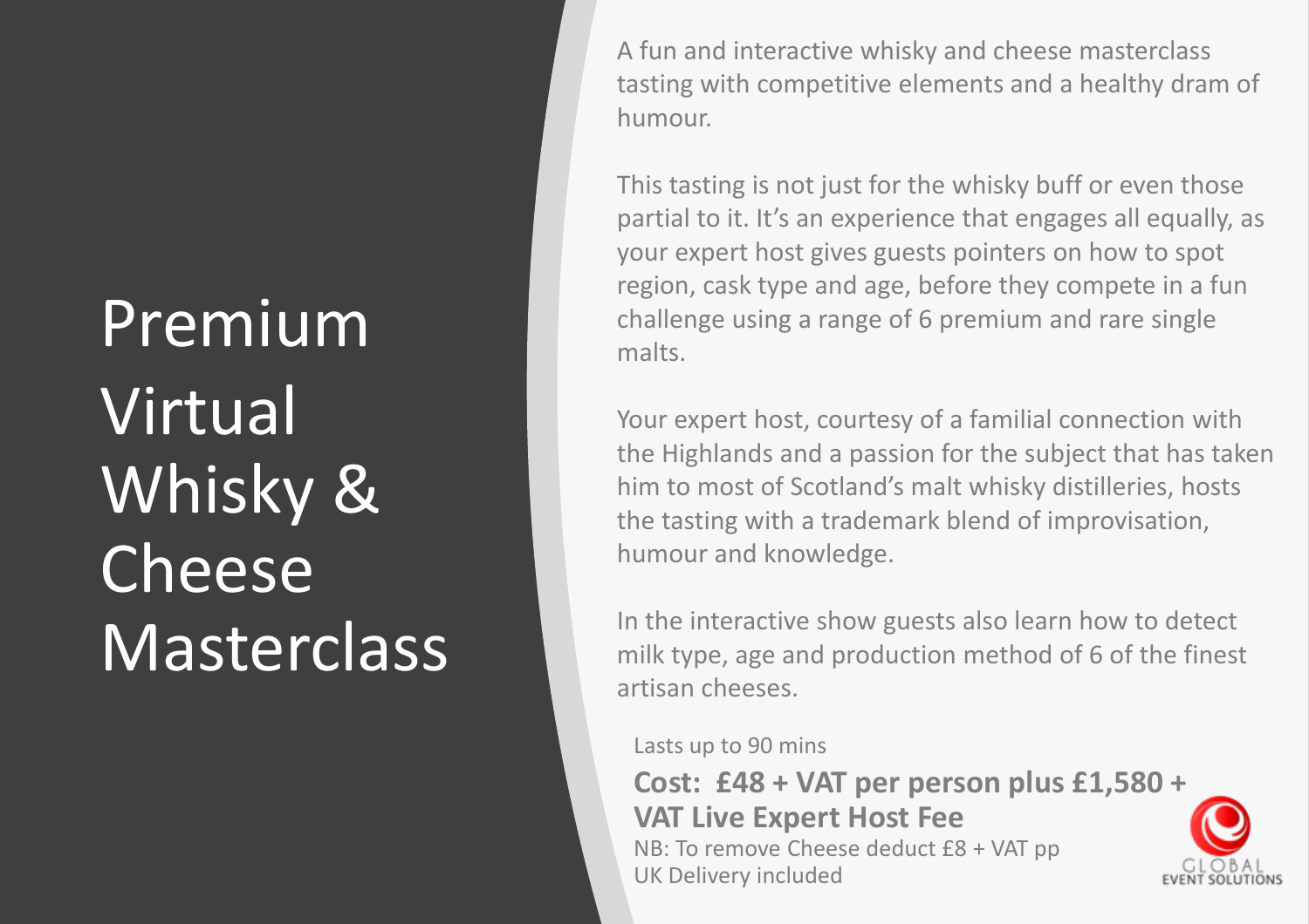# Premium Virtual Whisky & Cheese Masterclass

A fun and interactive whisky and cheese masterclass tasting with competitive elements and a healthy dram of humour.

This tasting is not just for the whisky buff or even those partial to it. It's an experience that engages all equally, as your expert host gives guests pointers on how to spot region, cask type and age, before they compete in a fun challenge using a range of 6 premium and rare single malts.

Your expert host, courtesy of a familial connection with the Highlands and a passion for the subject that has taken him to most of Scotland's malt whisky distilleries, hosts the tasting with a trademark blend of improvisation, humour and knowledge.

In the interactive show guests also learn how to detect milk type, age and production method of 6 of the finest artisan cheeses.

Lasts up to 90 mins

**Cost: £48 + VAT per person plus £1,580 + VAT Live Expert Host Fee**

NB: To remove Cheese deduct £8 + VAT pp

UK Delivery included

GLOBAL EVENT SOLUTIONS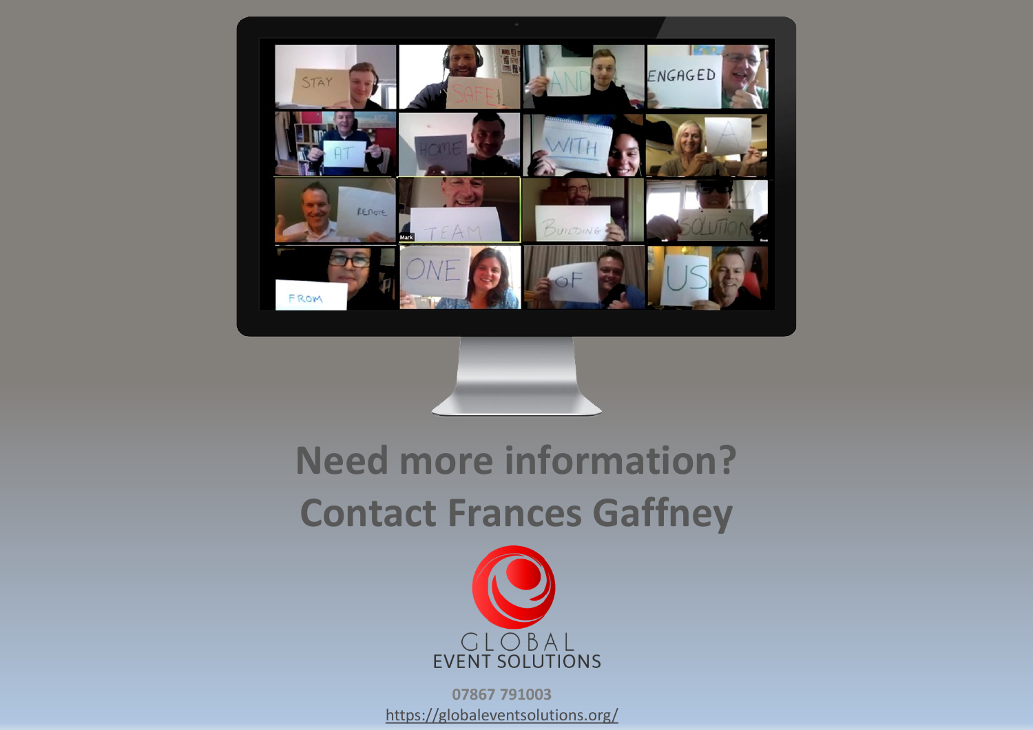Need more information?

Contact Frances Gaffney

GLOBAL
EVENT SOLUTIONS

07867 791003

https://globaleventsolutions.org/